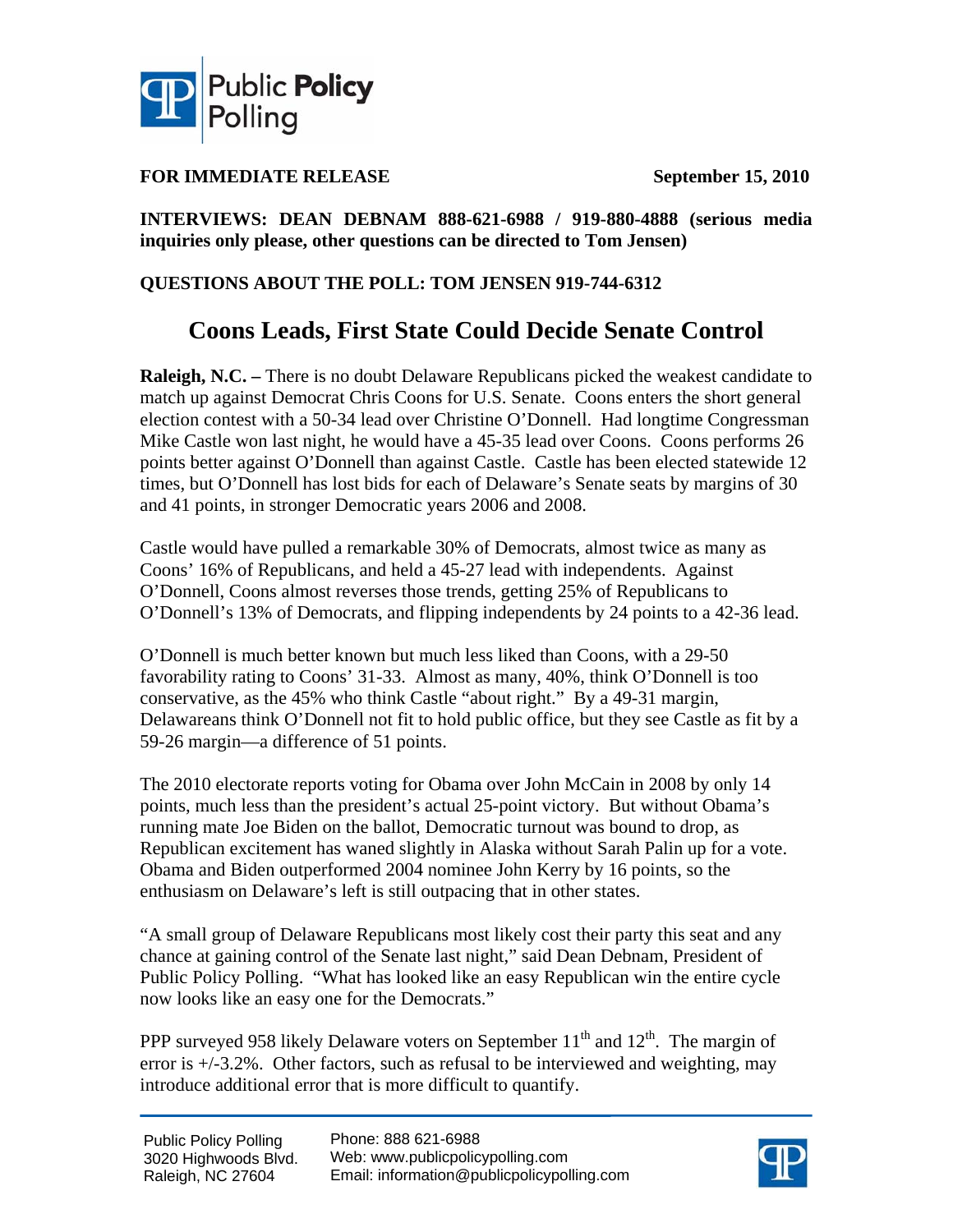**FOR IMMEDIATE RELEASE** **September 15, 2010**

**INTERVIEWS: DEAN DEBNAM 888-621-6988 / 919-880-4888 (serious media inquiries only please, other questions can be directed to Tom Jensen)**

**QUESTIONS ABOUT THE POLL: TOM JENSEN 919-744-6312**

# Coons Leads, First State Could Decide Senate Control

**Raleigh, N.C. –** There is no doubt Delaware Republicans picked the weakest candidate to match up against Democrat Chris Coons for U.S. Senate. Coons enters the short general election contest with a 50-34 lead over Christine O'Donnell. Had longtime Congressman Mike Castle won last night, he would have a 45-35 lead over Coons. Coons performs 26 points better against O'Donnell than against Castle. Castle has been elected statewide 12 times, but O'Donnell has lost bids for each of Delaware's Senate seats by margins of 30 and 41 points, in stronger Democratic years 2006 and 2008.

Castle would have pulled a remarkable 30% of Democrats, almost twice as many as Coons' 16% of Republicans, and held a 45-27 lead with independents. Against O'Donnell, Coons almost reverses those trends, getting 25% of Republicans to O'Donnell's 13% of Democrats, and flipping independents by 24 points to a 42-36 lead.

O'Donnell is much better known but much less liked than Coons, with a 29-50 favorability rating to Coons' 31-33. Almost as many, 40%, think O'Donnell is too conservative, as the 45% who think Castle "about right." By a 49-31 margin, Delawareans think O'Donnell not fit to hold public office, but they see Castle as fit by a 59-26 margin—a difference of 51 points.

The 2010 electorate reports voting for Obama over John McCain in 2008 by only 14 points, much less than the president's actual 25-point victory. But without Obama's running mate Joe Biden on the ballot, Democratic turnout was bound to drop, as Republican excitement has waned slightly in Alaska without Sarah Palin up for a vote. Obama and Biden outperformed 2004 nominee John Kerry by 16 points, so the enthusiasm on Delaware's left is still outpacing that in other states.

"A small group of Delaware Republicans most likely cost their party this seat and any chance at gaining control of the Senate last night," said Dean Debnam, President of Public Policy Polling. "What has looked like an easy Republican win the entire cycle now looks like an easy one for the Democrats."

PPP surveyed 958 likely Delaware voters on September 11th and 12th. The margin of error is +/-3.2%. Other factors, such as refusal to be interviewed and weighting, may introduce additional error that is more difficult to quantify.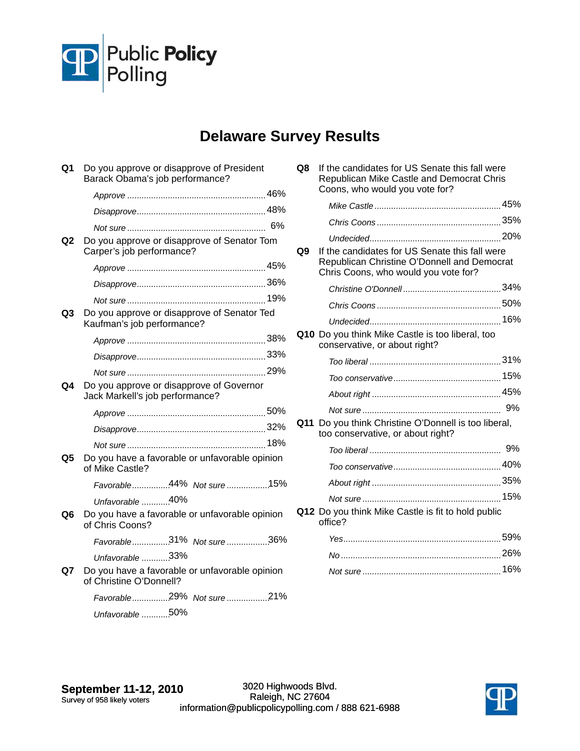# Delaware Survey Results

**Q1** Do you approve or disapprove of President Barack Obama's job performance?

| | |
|---|---|
| *Approve* | 46% |
| *Disapprove* | 48% |
| *Not sure* | 6% |

**Q2** Do you approve or disapprove of Senator Tom Carper's job performance?

| | |
|---|---|
| *Approve* | 45% |
| *Disapprove* | 36% |
| *Not sure* | 19% |

**Q3** Do you approve or disapprove of Senator Ted Kaufman's job performance?

| | |
|---|---|
| *Approve* | 38% |
| *Disapprove* | 33% |
| *Not sure* | 29% |

**Q4** Do you approve or disapprove of Governor Jack Markell's job performance?

| | |
|---|---|
| *Approve* | 50% |
| *Disapprove* | 32% |
| *Not sure* | 18% |

**Q5** Do you have a favorable or unfavorable opinion of Mike Castle?

| | |
|---|---|
| *Favorable* | 44% |
| *Unfavorable* | 40% |
| *Not sure* | 15% |

**Q6** Do you have a favorable or unfavorable opinion of Chris Coons?

| | |
|---|---|
| *Favorable* | 31% |
| *Unfavorable* | 33% |
| *Not sure* | 36% |

**Q7** Do you have a favorable or unfavorable opinion of Christine O'Donnell?

| | |
|---|---|
| *Favorable* | 29% |
| *Unfavorable* | 50% |
| *Not sure* | 21% |

**Q8** If the candidates for US Senate this fall were Republican Mike Castle and Democrat Chris Coons, who would you vote for?

| | |
|---|---|
| *Mike Castle* | 45% |
| *Chris Coons* | 35% |
| *Undecided* | 20% |

**Q9** If the candidates for US Senate this fall were Republican Christine O'Donnell and Democrat Chris Coons, who would you vote for?

| | |
|---|---|
| *Christine O'Donnell* | 34% |
| *Chris Coons* | 50% |
| *Undecided* | 16% |

**Q10** Do you think Mike Castle is too liberal, too conservative, or about right?

| | |
|---|---|
| *Too liberal* | 31% |
| *Too conservative* | 15% |
| *About right* | 45% |
| *Not sure* | 9% |

**Q11** Do you think Christine O'Donnell is too liberal, too conservative, or about right?

| | |
|---|---|
| *Too liberal* | 9% |
| *Too conservative* | 40% |
| *About right* | 35% |
| *Not sure* | 15% |

**Q12** Do you think Mike Castle is fit to hold public office?

| | |
|---|---|
| *Yes* | 59% |
| *No* | 26% |
| *Not sure* | 16% |

**September 11-12, 2010**
Survey of 958 likely voters

3020 Highwoods Blvd.
Raleigh, NC 27604
information@publicpolicypolling.com / 888 621-6988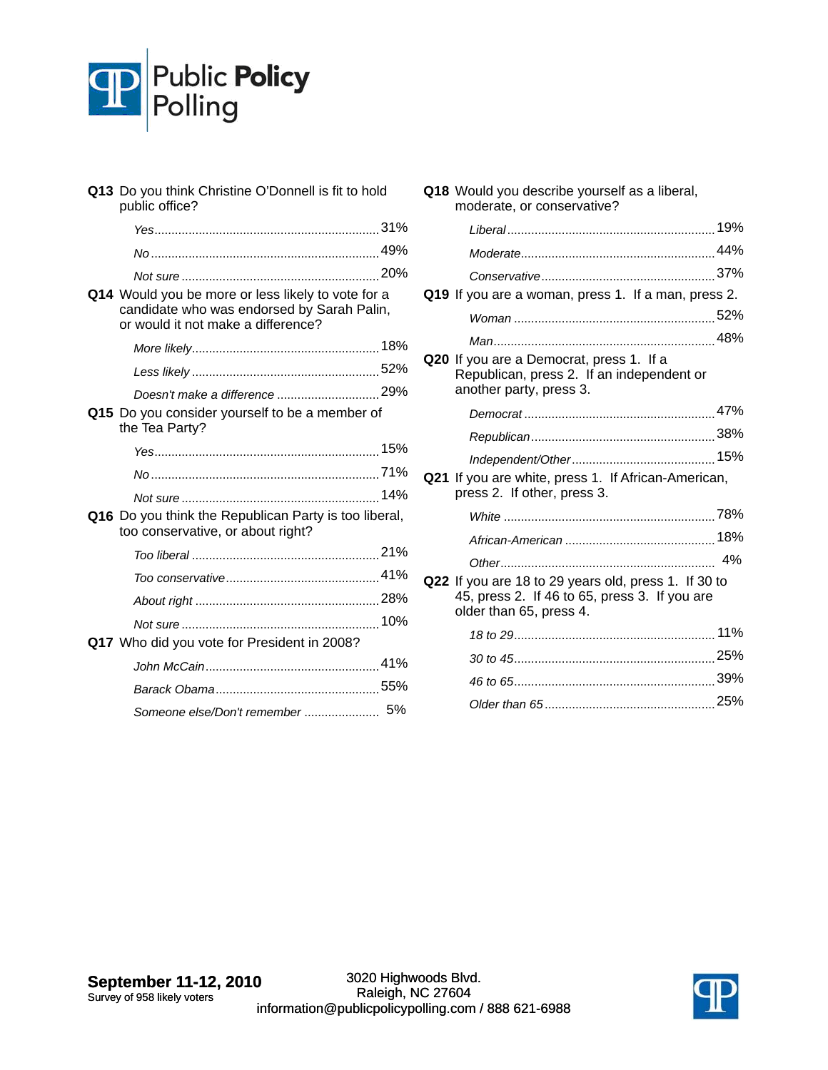**Q13** Do you think Christine O'Donnell is fit to hold public office?

| | |
|---|---|
| *Yes* | 31% |
| *No* | 49% |
| *Not sure* | 20% |

**Q14** Would you be more or less likely to vote for a candidate who was endorsed by Sarah Palin, or would it not make a difference?

| | |
|---|---|
| *More likely* | 18% |
| *Less likely* | 52% |
| *Doesn't make a difference* | 29% |

**Q15** Do you consider yourself to be a member of the Tea Party?

| | |
|---|---|
| *Yes* | 15% |
| *No* | 71% |
| *Not sure* | 14% |

**Q16** Do you think the Republican Party is too liberal, too conservative, or about right?

| | |
|---|---|
| *Too liberal* | 21% |
| *Too conservative* | 41% |
| *About right* | 28% |
| *Not sure* | 10% |

**Q17** Who did you vote for President in 2008?

| | |
|---|---|
| *John McCain* | 41% |
| *Barack Obama* | 55% |
| *Someone else/Don't remember* | 5% |

**Q18** Would you describe yourself as a liberal, moderate, or conservative?

| | |
|---|---|
| *Liberal* | 19% |
| *Moderate* | 44% |
| *Conservative* | 37% |

**Q19** If you are a woman, press 1. If a man, press 2.

| | |
|---|---|
| *Woman* | 52% |
| *Man* | 48% |

**Q20** If you are a Democrat, press 1. If a Republican, press 2. If an independent or another party, press 3.

| | |
|---|---|
| *Democrat* | 47% |
| *Republican* | 38% |
| *Independent/Other* | 15% |

**Q21** If you are white, press 1. If African-American, press 2. If other, press 3.

| | |
|---|---|
| *White* | 78% |
| *African-American* | 18% |
| *Other* | 4% |

**Q22** If you are 18 to 29 years old, press 1. If 30 to 45, press 2. If 46 to 65, press 3. If you are older than 65, press 4.

| | |
|---|---|
| *18 to 29* | 11% |
| *30 to 45* | 25% |
| *46 to 65* | 39% |
| *Older than 65* | 25% |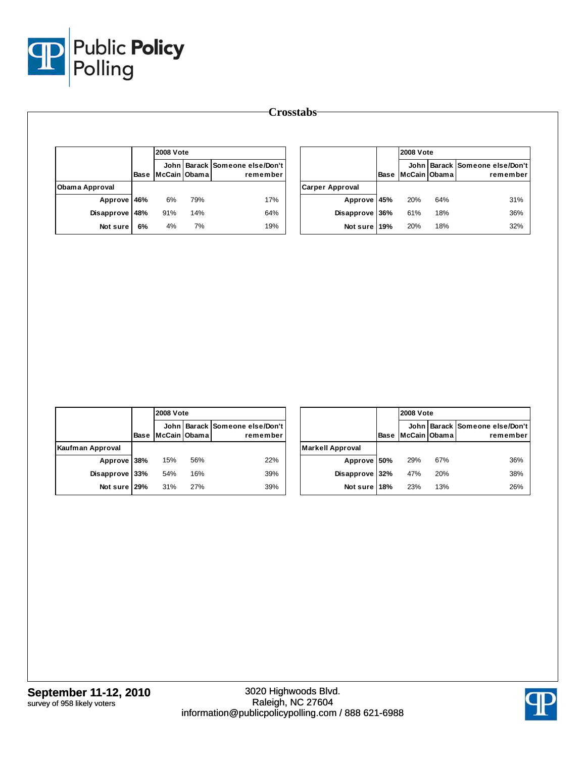# Crosstabs

| | | 2008 Vote | | |
|---|---|---|---|---|
| | Base | John McCain | Barack Obama | Someone else/Don't remember |
| **Obama Approval** | | | | |
| Approve | 46% | 6% | 79% | 17% |
| Disapprove | 48% | 91% | 14% | 64% |
| Not sure | 6% | 4% | 7% | 19% |

| | | 2008 Vote | | |
|---|---|---|---|---|
| | Base | John McCain | Barack Obama | Someone else/Don't remember |
| **Carper Approval** | | | | |
| Approve | 45% | 20% | 64% | 31% |
| Disapprove | 36% | 61% | 18% | 36% |
| Not sure | 19% | 20% | 18% | 32% |

| | | 2008 Vote | | |
|---|---|---|---|---|
| | Base | John McCain | Barack Obama | Someone else/Don't remember |
| **Kaufman Approval** | | | | |
| Approve | 38% | 15% | 56% | 22% |
| Disapprove | 33% | 54% | 16% | 39% |
| Not sure | 29% | 31% | 27% | 39% |

| | | 2008 Vote | | |
|---|---|---|---|---|
| | Base | John McCain | Barack Obama | Someone else/Don't remember |
| **Markell Approval** | | | | |
| Approve | 50% | 29% | 67% | 36% |
| Disapprove | 32% | 47% | 20% | 38% |
| Not sure | 18% | 23% | 13% | 26% |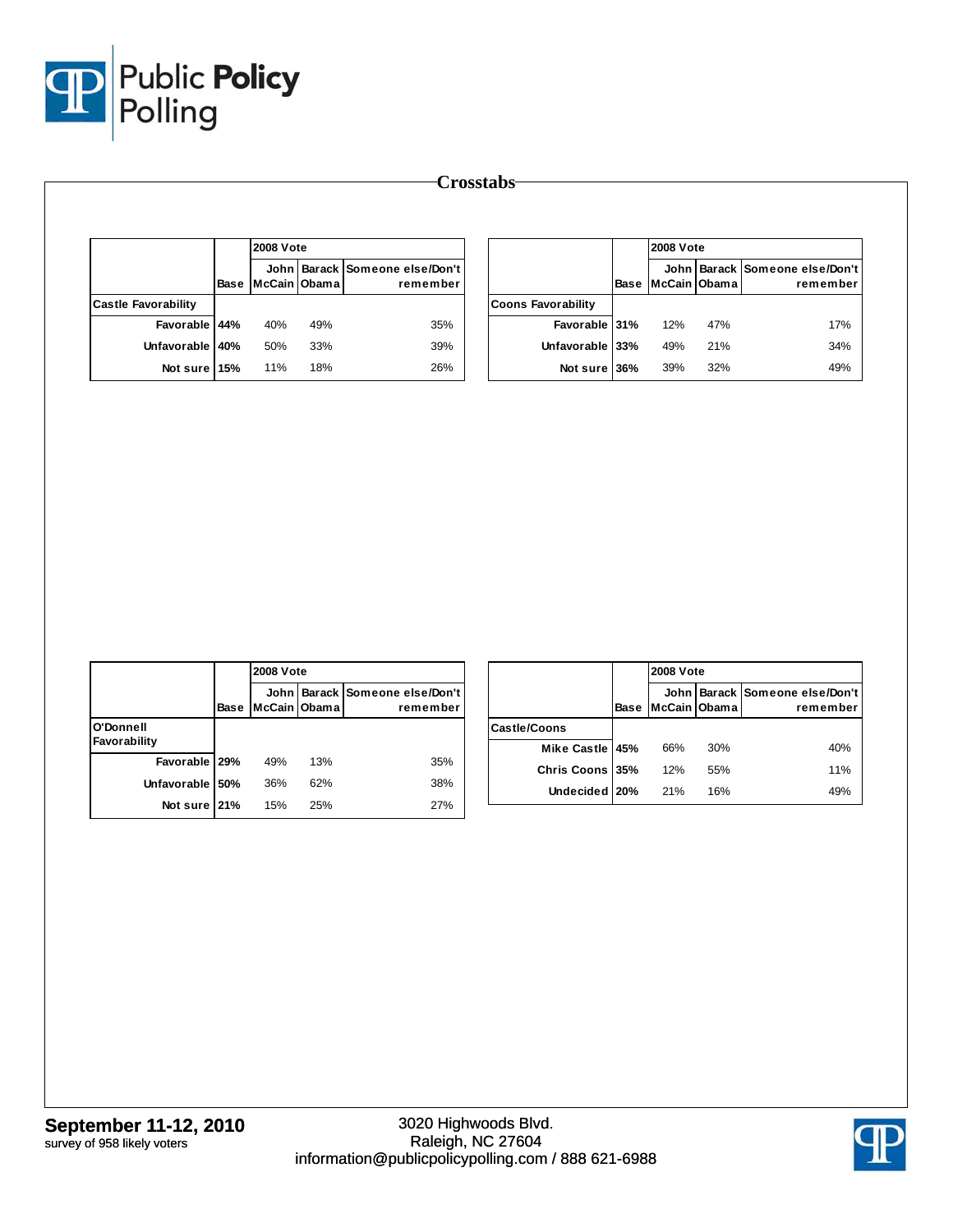# Crosstabs

| | Base | 2008 Vote John McCain | Barack Obama | Someone else/Don't remember |
|---|---|---|---|---|
| **Castle Favorability** | | | | |
| Favorable | 44% | 40% | 49% | 35% |
| Unfavorable | 40% | 50% | 33% | 39% |
| Not sure | 15% | 11% | 18% | 26% |

| | Base | 2008 Vote John McCain | Barack Obama | Someone else/Don't remember |
|---|---|---|---|---|
| **Coons Favorability** | | | | |
| Favorable | 31% | 12% | 47% | 17% |
| Unfavorable | 33% | 49% | 21% | 34% |
| Not sure | 36% | 39% | 32% | 49% |

| | Base | 2008 Vote John McCain | Barack Obama | Someone else/Don't remember |
|---|---|---|---|---|
| **O'Donnell Favorability** | | | | |
| Favorable | 29% | 49% | 13% | 35% |
| Unfavorable | 50% | 36% | 62% | 38% |
| Not sure | 21% | 15% | 25% | 27% |

| | Base | 2008 Vote John McCain | Barack Obama | Someone else/Don't remember |
|---|---|---|---|---|
| **Castle/Coons** | | | | |
| Mike Castle | 45% | 66% | 30% | 40% |
| Chris Coons | 35% | 12% | 55% | 11% |
| Undecided | 20% | 21% | 16% | 49% |

**September 11-12, 2010**
survey of 958 likely voters

3020 Highwoods Blvd.
Raleigh, NC 27604
information@publicpolicypolling.com / 888 621-6988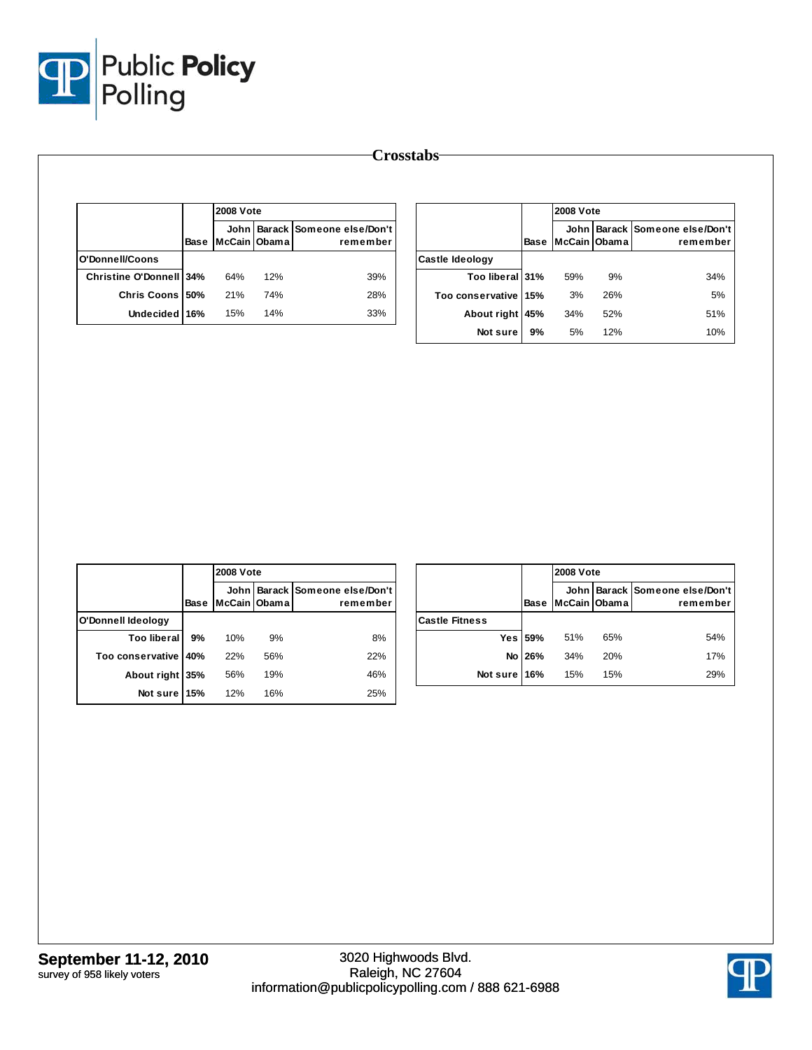## Crosstabs

| | Base | 2008 Vote | | |
|---|---|---|---|---|
| | | John McCain | Barack Obama | Someone else/Don't remember |
| **O'Donnell/Coons** | | | | |
| Christine O'Donnell | 34% | 64% | 12% | 39% |
| Chris Coons | 50% | 21% | 74% | 28% |
| Undecided | 16% | 15% | 14% | 33% |

| | Base | 2008 Vote | | |
|---|---|---|---|---|
| | | John McCain | Barack Obama | Someone else/Don't remember |
| **Castle Ideology** | | | | |
| Too liberal | 31% | 59% | 9% | 34% |
| Too conservative | 15% | 3% | 26% | 5% |
| About right | 45% | 34% | 52% | 51% |
| Not sure | 9% | 5% | 12% | 10% |

| | Base | 2008 Vote | | |
|---|---|---|---|---|
| | | John McCain | Barack Obama | Someone else/Don't remember |
| **O'Donnell Ideology** | | | | |
| Too liberal | 9% | 10% | 9% | 8% |
| Too conservative | 40% | 22% | 56% | 22% |
| About right | 35% | 56% | 19% | 46% |
| Not sure | 15% | 12% | 16% | 25% |

| | Base | 2008 Vote | | |
|---|---|---|---|---|
| | | John McCain | Barack Obama | Someone else/Don't remember |
| **Castle Fitness** | | | | |
| Yes | 59% | 51% | 65% | 54% |
| No | 26% | 34% | 20% | 17% |
| Not sure | 16% | 15% | 15% | 29% |

**September 11-12, 2010**
survey of 958 likely voters

3020 Highwoods Blvd.
Raleigh, NC 27604
information@publicpolicypolling.com / 888 621-6988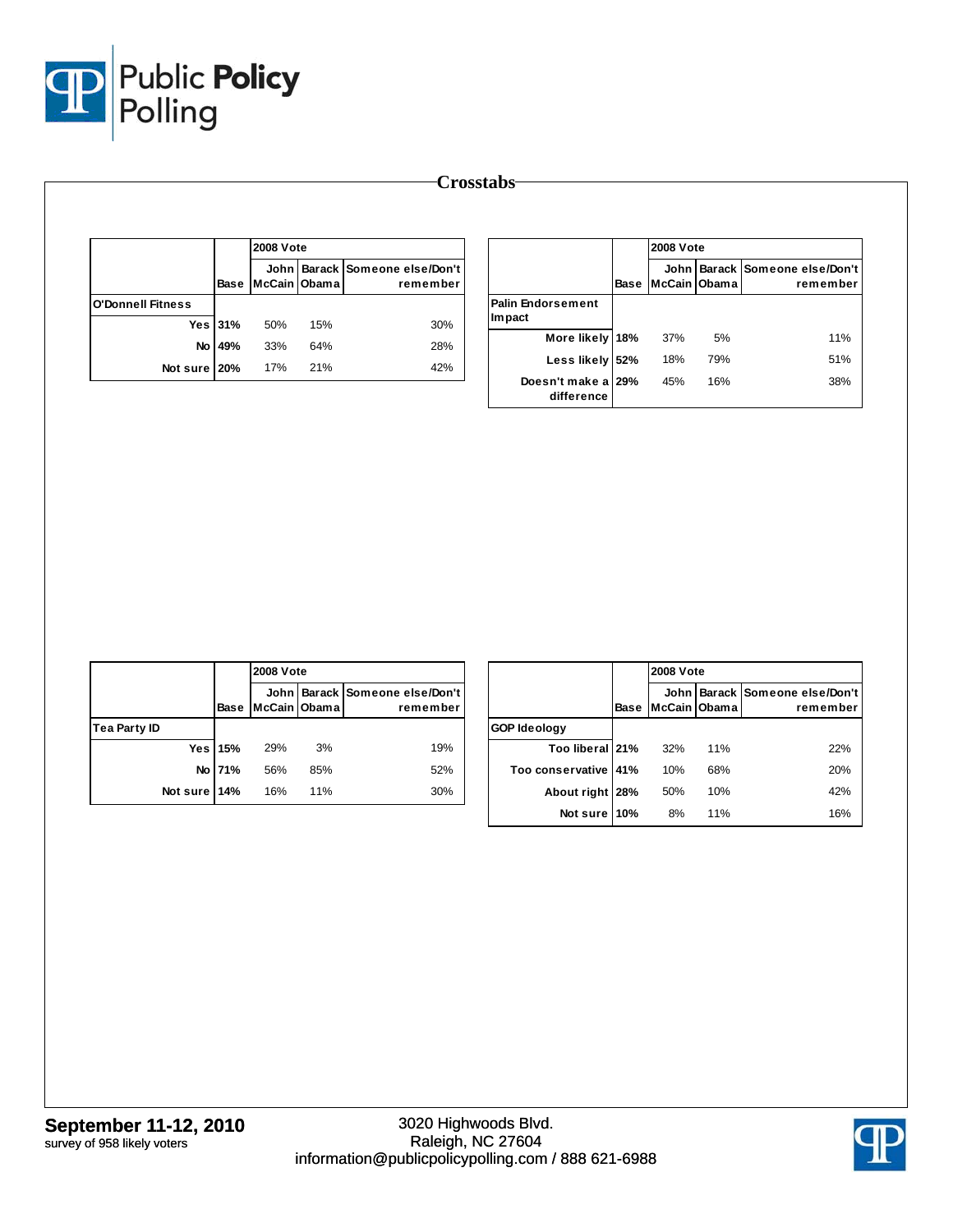## Crosstabs

| | Base | 2008 Vote | | |
|---|---|---|---|---|
| | | John McCain | Barack Obama | Someone else/Don't remember |
| **O'Donnell Fitness** | | | | |
| Yes | 31% | 50% | 15% | 30% |
| No | 49% | 33% | 64% | 28% |
| Not sure | 20% | 17% | 21% | 42% |

| | Base | 2008 Vote | | |
|---|---|---|---|---|
| | | John McCain | Barack Obama | Someone else/Don't remember |
| **Palin Endorsement Impact** | | | | |
| More likely | 18% | 37% | 5% | 11% |
| Less likely | 52% | 18% | 79% | 51% |
| Doesn't make a difference | 29% | 45% | 16% | 38% |

| | Base | 2008 Vote | | |
|---|---|---|---|---|
| | | John McCain | Barack Obama | Someone else/Don't remember |
| **Tea Party ID** | | | | |
| Yes | 15% | 29% | 3% | 19% |
| No | 71% | 56% | 85% | 52% |
| Not sure | 14% | 16% | 11% | 30% |

| | Base | 2008 Vote | | |
|---|---|---|---|---|
| | | John McCain | Barack Obama | Someone else/Don't remember |
| **GOP Ideology** | | | | |
| Too liberal | 21% | 32% | 11% | 22% |
| Too conservative | 41% | 10% | 68% | 20% |
| About right | 28% | 50% | 10% | 42% |
| Not sure | 10% | 8% | 11% | 16% |

**September 11-12, 2010**
survey of 958 likely voters

3020 Highwoods Blvd.
Raleigh, NC 27604
information@publicpolicypolling.com / 888 621-6988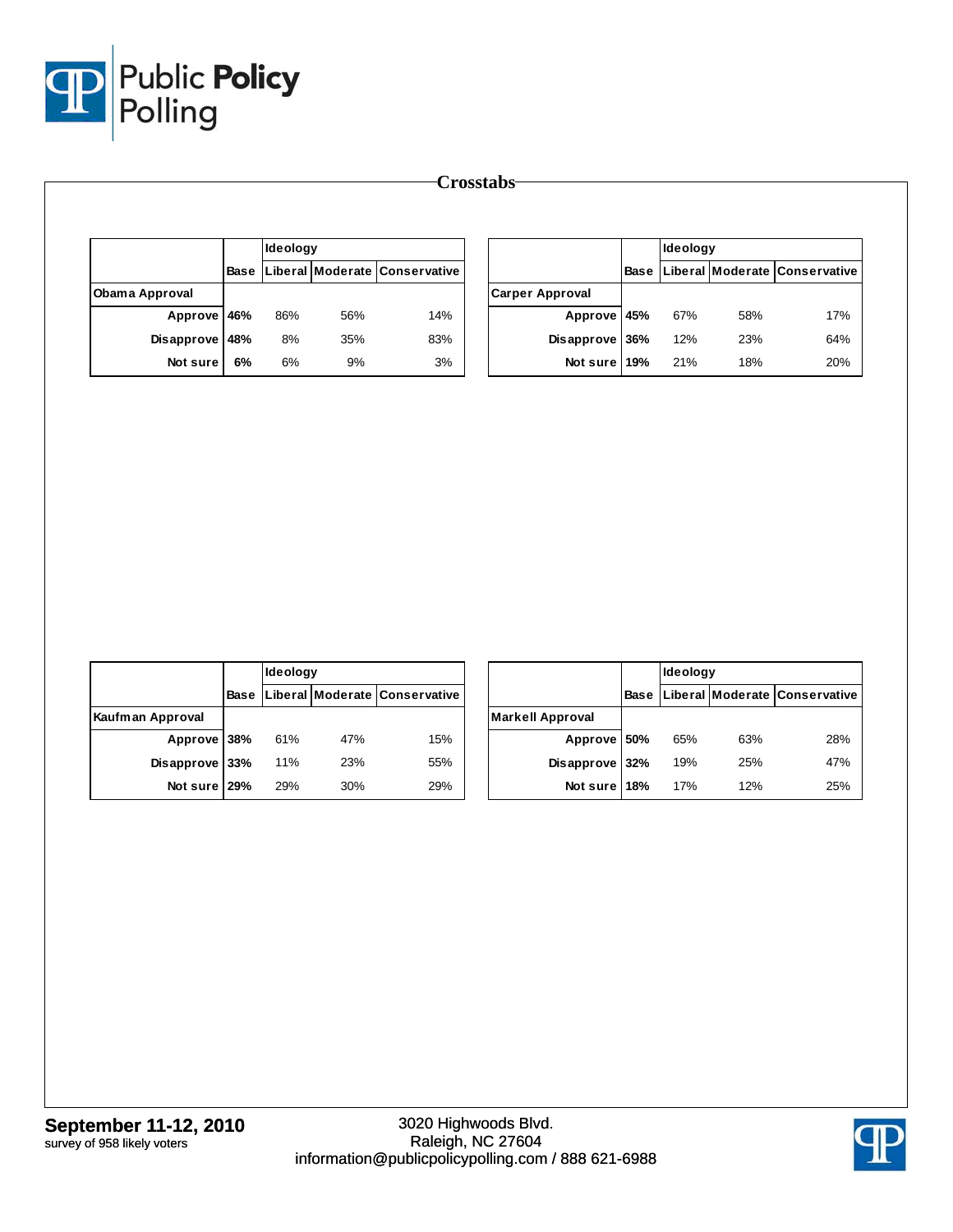# Crosstabs

| | Base | Ideology | | |
|---|---|---|---|---|
| | | Liberal | Moderate | Conservative |
| **Obama Approval** | | | | |
| Approve | **46%** | 86% | 56% | 14% |
| Disapprove | **48%** | 8% | 35% | 83% |
| Not sure | **6%** | 6% | 9% | 3% |

| | Base | Ideology | | |
|---|---|---|---|---|
| | | Liberal | Moderate | Conservative |
| **Carper Approval** | | | | |
| Approve | **45%** | 67% | 58% | 17% |
| Disapprove | **36%** | 12% | 23% | 64% |
| Not sure | **19%** | 21% | 18% | 20% |

| | Base | Ideology | | |
|---|---|---|---|---|
| | | Liberal | Moderate | Conservative |
| **Kaufman Approval** | | | | |
| Approve | **38%** | 61% | 47% | 15% |
| Disapprove | **33%** | 11% | 23% | 55% |
| Not sure | **29%** | 29% | 30% | 29% |

| | Base | Ideology | | |
|---|---|---|---|---|
| | | Liberal | Moderate | Conservative |
| **Markell Approval** | | | | |
| Approve | **50%** | 65% | 63% | 28% |
| Disapprove | **32%** | 19% | 25% | 47% |
| Not sure | **18%** | 17% | 12% | 25% |

**September 11-12, 2010**
survey of 958 likely voters

3020 Highwoods Blvd.
Raleigh, NC 27604
information@publicpolicypolling.com / 888 621-6988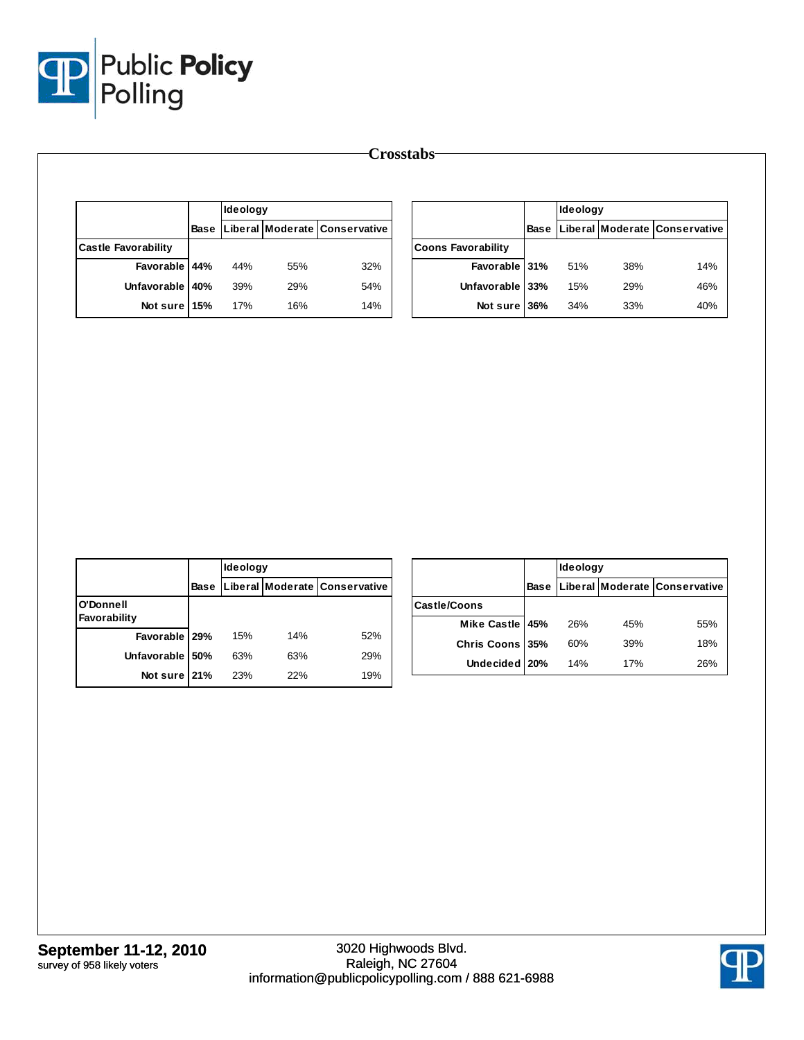## Crosstabs

| | Base | Ideology | | |
|---|---|---|---|---|
| | | Liberal | Moderate | Conservative |
| **Castle Favorability** | | | | |
| Favorable | **44%** | 44% | 55% | 32% |
| Unfavorable | **40%** | 39% | 29% | 54% |
| Not sure | **15%** | 17% | 16% | 14% |

| | Base | Ideology | | |
|---|---|---|---|---|
| | | Liberal | Moderate | Conservative |
| **Coons Favorability** | | | | |
| Favorable | **31%** | 51% | 38% | 14% |
| Unfavorable | **33%** | 15% | 29% | 46% |
| Not sure | **36%** | 34% | 33% | 40% |

| | Base | Ideology | | |
|---|---|---|---|---|
| | | Liberal | Moderate | Conservative |
| **O'Donnell Favorability** | | | | |
| Favorable | **29%** | 15% | 14% | 52% |
| Unfavorable | **50%** | 63% | 63% | 29% |
| Not sure | **21%** | 23% | 22% | 19% |

| | Base | Ideology | | |
|---|---|---|---|---|
| | | Liberal | Moderate | Conservative |
| **Castle/Coons** | | | | |
| Mike Castle | **45%** | 26% | 45% | 55% |
| Chris Coons | **35%** | 60% | 39% | 18% |
| Undecided | **20%** | 14% | 17% | 26% |

**September 11-12, 2010**
survey of 958 likely voters

3020 Highwoods Blvd.
Raleigh, NC 27604
information@publicpolicypolling.com / 888 621-6988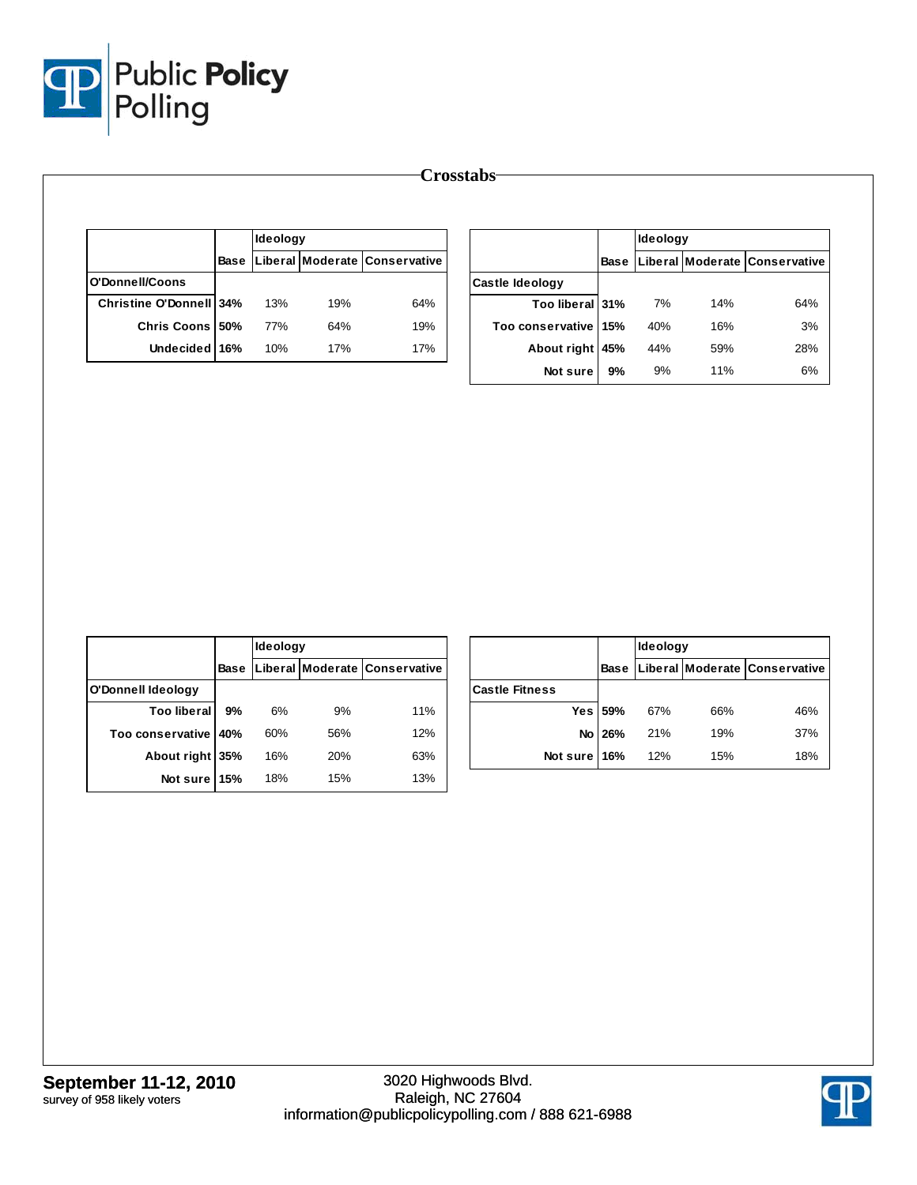# Crosstabs

| | Base | Ideology | | |
|---|---|---|---|---|
| | | Liberal | Moderate | Conservative |
| **O'Donnell/Coons** | | | | |
| Christine O'Donnell | 34% | 13% | 19% | 64% |
| Chris Coons | 50% | 77% | 64% | 19% |
| Undecided | 16% | 10% | 17% | 17% |

| | Base | Ideology | | |
|---|---|---|---|---|
| | | Liberal | Moderate | Conservative |
| **Castle Ideology** | | | | |
| Too liberal | 31% | 7% | 14% | 64% |
| Too conservative | 15% | 40% | 16% | 3% |
| About right | 45% | 44% | 59% | 28% |
| Not sure | 9% | 9% | 11% | 6% |

| | Base | Ideology | | |
|---|---|---|---|---|
| | | Liberal | Moderate | Conservative |
| **O'Donnell Ideology** | | | | |
| Too liberal | 9% | 6% | 9% | 11% |
| Too conservative | 40% | 60% | 56% | 12% |
| About right | 35% | 16% | 20% | 63% |
| Not sure | 15% | 18% | 15% | 13% |

| | Base | Ideology | | |
|---|---|---|---|---|
| | | Liberal | Moderate | Conservative |
| **Castle Fitness** | | | | |
| Yes | 59% | 67% | 66% | 46% |
| No | 26% | 21% | 19% | 37% |
| Not sure | 16% | 12% | 15% | 18% |

**September 11-12, 2010**
survey of 958 likely voters

3020 Highwoods Blvd.
Raleigh, NC 27604
information@publicpolicypolling.com / 888 621-6988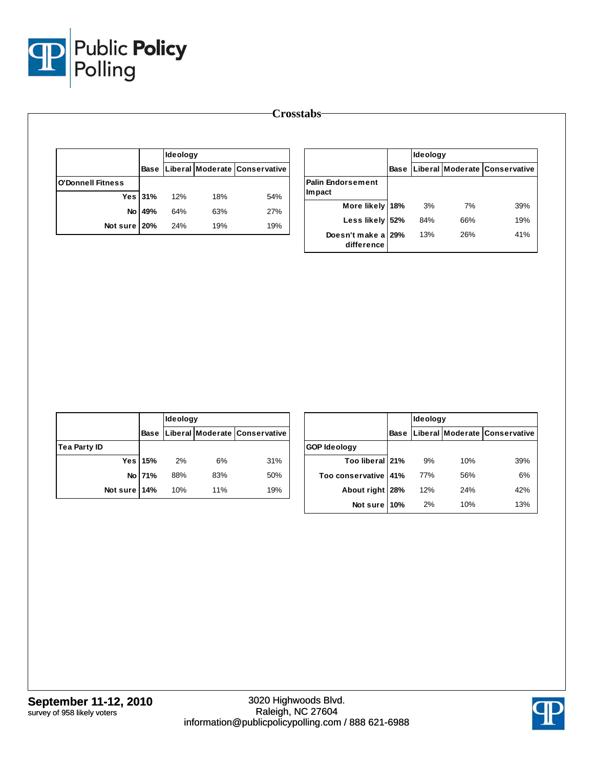## Crosstabs

| | Base | Ideology | | |
|---|---|---|---|---|
| | | Liberal | Moderate | Conservative |
| **O'Donnell Fitness** | | | | |
| Yes | **31%** | 12% | 18% | 54% |
| No | **49%** | 64% | 63% | 27% |
| Not sure | **20%** | 24% | 19% | 19% |

| | Base | Ideology | | |
|---|---|---|---|---|
| | | Liberal | Moderate | Conservative |
| **Palin Endorsement Impact** | | | | |
| More likely | **18%** | 3% | 7% | 39% |
| Less likely | **52%** | 84% | 66% | 19% |
| Doesn't make a difference | **29%** | 13% | 26% | 41% |

| | Base | Ideology | | |
|---|---|---|---|---|
| | | Liberal | Moderate | Conservative |
| **Tea Party ID** | | | | |
| Yes | **15%** | 2% | 6% | 31% |
| No | **71%** | 88% | 83% | 50% |
| Not sure | **14%** | 10% | 11% | 19% |

| | Base | Ideology | | |
|---|---|---|---|---|
| | | Liberal | Moderate | Conservative |
| **GOP Ideology** | | | | |
| Too liberal | **21%** | 9% | 10% | 39% |
| Too conservative | **41%** | 77% | 56% | 6% |
| About right | **28%** | 12% | 24% | 42% |
| Not sure | **10%** | 2% | 10% | 13% |

**September 11-12, 2010**
survey of 958 likely voters

3020 Highwoods Blvd.
Raleigh, NC 27604
information@publicpolicypolling.com / 888 621-6988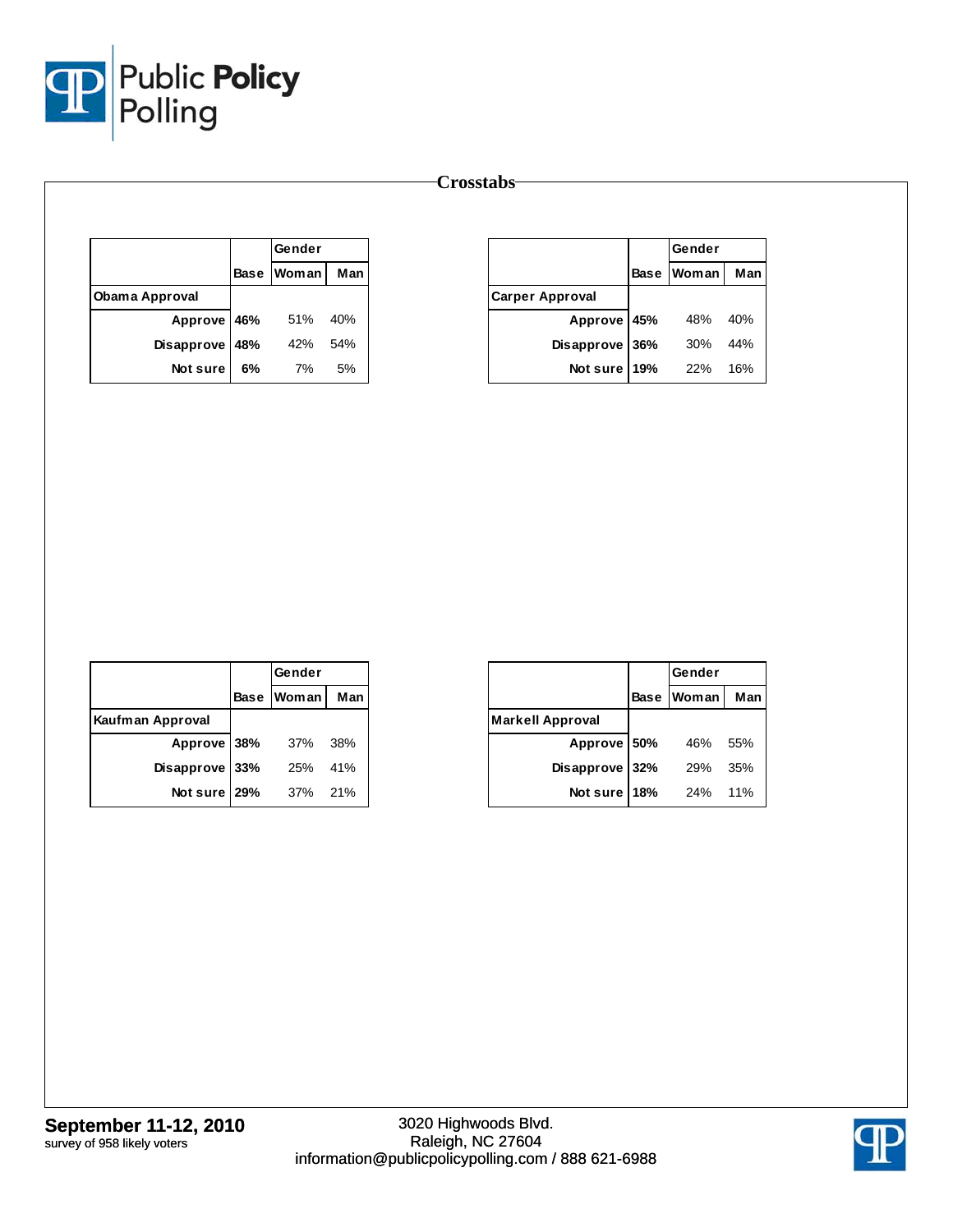## Crosstabs

| | Base | Gender | |
|---|---|---|---|
| | | Woman | Man |
| **Obama Approval** | | | |
| Approve | 46% | 51% | 40% |
| Disapprove | 48% | 42% | 54% |
| Not sure | 6% | 7% | 5% |

| | Base | Gender | |
|---|---|---|---|
| | | Woman | Man |
| **Carper Approval** | | | |
| Approve | 45% | 48% | 40% |
| Disapprove | 36% | 30% | 44% |
| Not sure | 19% | 22% | 16% |

| | Base | Gender | |
|---|---|---|---|
| | | Woman | Man |
| **Kaufman Approval** | | | |
| Approve | 38% | 37% | 38% |
| Disapprove | 33% | 25% | 41% |
| Not sure | 29% | 37% | 21% |

| | Base | Gender | |
|---|---|---|---|
| | | Woman | Man |
| **Markell Approval** | | | |
| Approve | 50% | 46% | 55% |
| Disapprove | 32% | 29% | 35% |
| Not sure | 18% | 24% | 11% |

**September 11-12, 2010**
survey of 958 likely voters

3020 Highwoods Blvd.
Raleigh, NC 27604
information@publicpolicypolling.com / 888 621-6988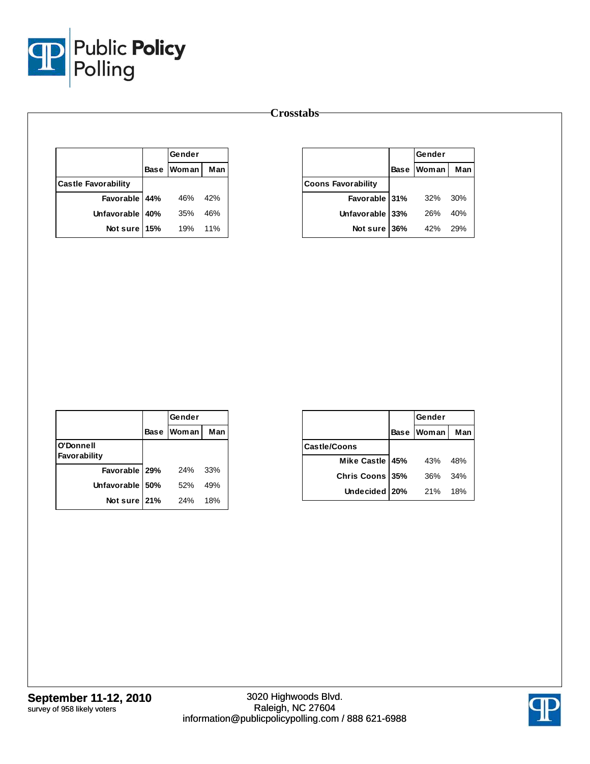# Crosstabs

| | | Gender | |
|---|---|---|---|
| | Base | Woman | Man |
| **Castle Favorability** | | | |
| Favorable | 44% | 46% | 42% |
| Unfavorable | 40% | 35% | 46% |
| Not sure | 15% | 19% | 11% |

| | | Gender | |
|---|---|---|---|
| | Base | Woman | Man |
| **Coons Favorability** | | | |
| Favorable | 31% | 32% | 30% |
| Unfavorable | 33% | 26% | 40% |
| Not sure | 36% | 42% | 29% |

| | | Gender | |
|---|---|---|---|
| | Base | Woman | Man |
| **O'Donnell Favorability** | | | |
| Favorable | 29% | 24% | 33% |
| Unfavorable | 50% | 52% | 49% |
| Not sure | 21% | 24% | 18% |

| | | Gender | |
|---|---|---|---|
| | Base | Woman | Man |
| **Castle/Coons** | | | |
| Mike Castle | 45% | 43% | 48% |
| Chris Coons | 35% | 36% | 34% |
| Undecided | 20% | 21% | 18% |

**September 11-12, 2010**
survey of 958 likely voters

3020 Highwoods Blvd.
Raleigh, NC 27604
information@publicpolicypolling.com / 888 621-6988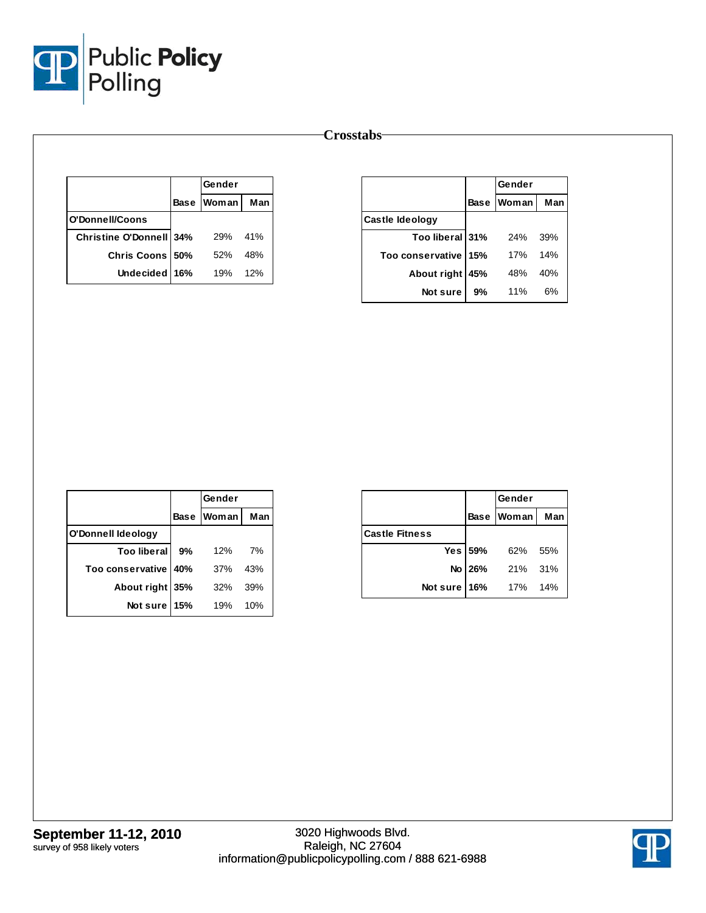# Crosstabs

| | Base | Gender | |
|---|---|---|---|
| | | Woman | Man |
| **O'Donnell/Coons** | | | |
| Christine O'Donnell | **34%** | 29% | 41% |
| Chris Coons | **50%** | 52% | 48% |
| Undecided | **16%** | 19% | 12% |

| | Base | Gender | |
|---|---|---|---|
| | | Woman | Man |
| **Castle Ideology** | | | |
| Too liberal | **31%** | 24% | 39% |
| Too conservative | **15%** | 17% | 14% |
| About right | **45%** | 48% | 40% |
| Not sure | **9%** | 11% | 6% |

| | Base | Gender | |
|---|---|---|---|
| | | Woman | Man |
| **O'Donnell Ideology** | | | |
| Too liberal | **9%** | 12% | 7% |
| Too conservative | **40%** | 37% | 43% |
| About right | **35%** | 32% | 39% |
| Not sure | **15%** | 19% | 10% |

| | Base | Gender | |
|---|---|---|---|
| | | Woman | Man |
| **Castle Fitness** | | | |
| Yes | **59%** | 62% | 55% |
| No | **26%** | 21% | 31% |
| Not sure | **16%** | 17% | 14% |

**September 11-12, 2010**
survey of 958 likely voters

3020 Highwoods Blvd.
Raleigh, NC 27604
information@publicpolicypolling.com / 888 621-6988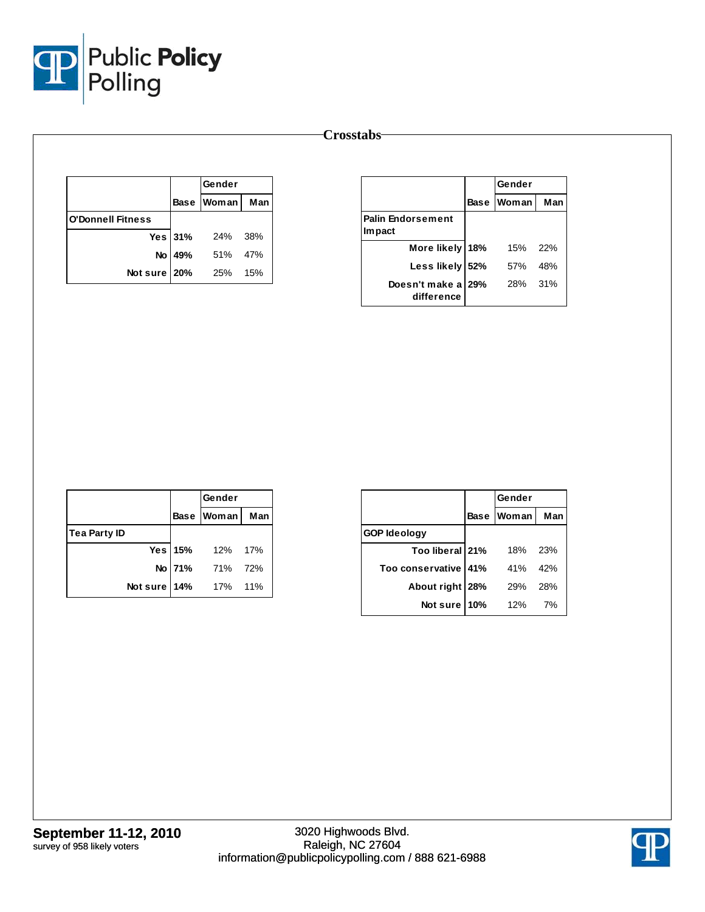# Crosstabs

| | | Gender | |
|---|---|---|---|
| | Base | Woman | Man |
| **O'Donnell Fitness** | | | |
| Yes | 31% | 24% | 38% |
| No | 49% | 51% | 47% |
| Not sure | 20% | 25% | 15% |

| | | Gender | |
|---|---|---|---|
| | Base | Woman | Man |
| **Palin Endorsement Impact** | | | |
| More likely | 18% | 15% | 22% |
| Less likely | 52% | 57% | 48% |
| Doesn't make a difference | 29% | 28% | 31% |

| | | Gender | |
|---|---|---|---|
| | Base | Woman | Man |
| **Tea Party ID** | | | |
| Yes | 15% | 12% | 17% |
| No | 71% | 71% | 72% |
| Not sure | 14% | 17% | 11% |

| | | Gender | |
|---|---|---|---|
| | Base | Woman | Man |
| **GOP Ideology** | | | |
| Too liberal | 21% | 18% | 23% |
| Too conservative | 41% | 41% | 42% |
| About right | 28% | 29% | 28% |
| Not sure | 10% | 12% | 7% |

**September 11-12, 2010**
survey of 958 likely voters

3020 Highwoods Blvd.
Raleigh, NC 27604
information@publicpolicypolling.com / 888 621-6988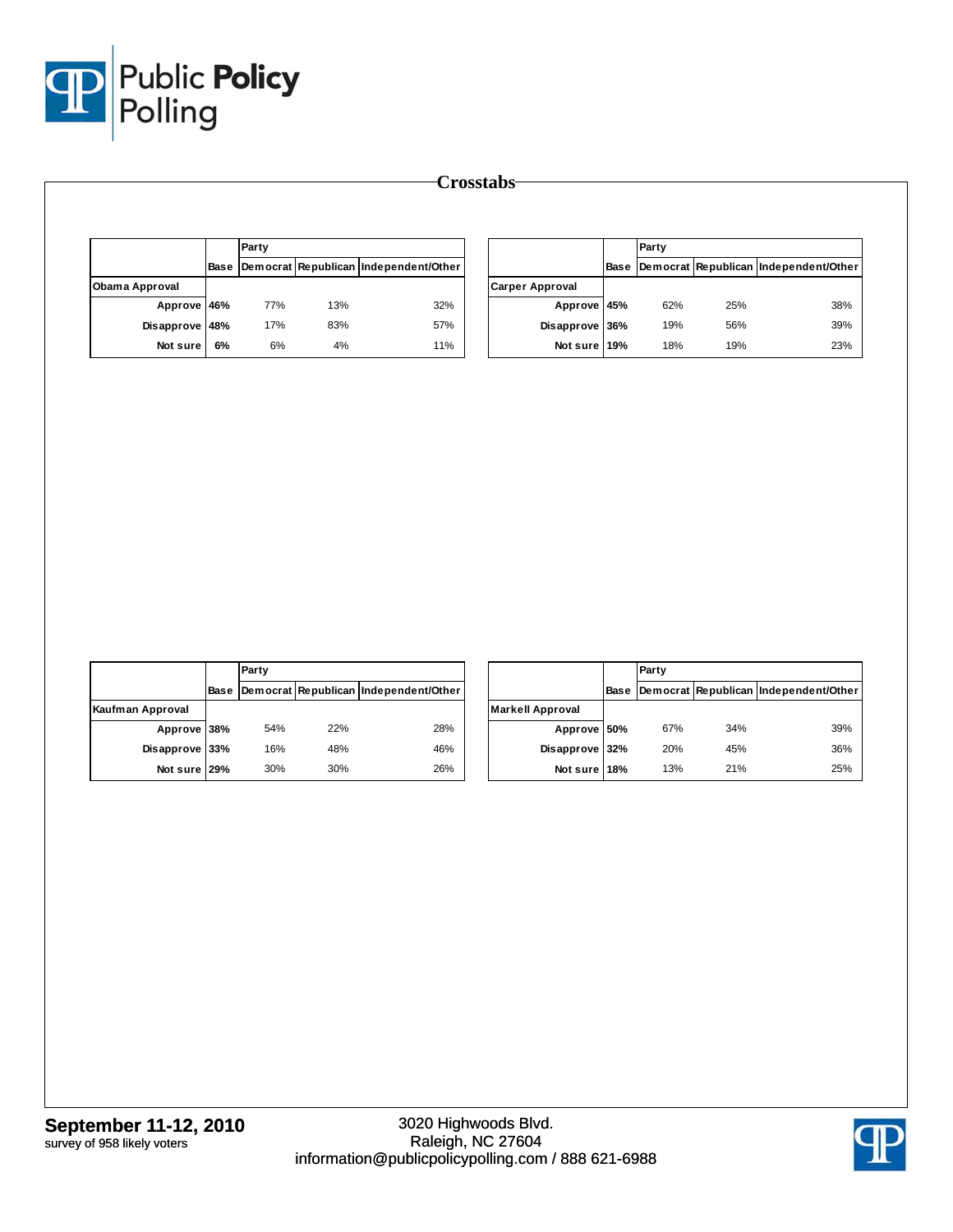## Crosstabs

| | Base | Party | | |
|---|---|---|---|---|
| | | Democrat | Republican | Independent/Other |
| **Obama Approval** | | | | |
| Approve | **46%** | 77% | 13% | 32% |
| Disapprove | **48%** | 17% | 83% | 57% |
| Not sure | **6%** | 6% | 4% | 11% |

| | Base | Party | | |
|---|---|---|---|---|
| | | Democrat | Republican | Independent/Other |
| **Carper Approval** | | | | |
| Approve | **45%** | 62% | 25% | 38% |
| Disapprove | **36%** | 19% | 56% | 39% |
| Not sure | **19%** | 18% | 19% | 23% |

| | Base | Party | | |
|---|---|---|---|---|
| | | Democrat | Republican | Independent/Other |
| **Kaufman Approval** | | | | |
| Approve | **38%** | 54% | 22% | 28% |
| Disapprove | **33%** | 16% | 48% | 46% |
| Not sure | **29%** | 30% | 30% | 26% |

| | Base | Party | | |
|---|---|---|---|---|
| | | Democrat | Republican | Independent/Other |
| **Markell Approval** | | | | |
| Approve | **50%** | 67% | 34% | 39% |
| Disapprove | **32%** | 20% | 45% | 36% |
| Not sure | **18%** | 13% | 21% | 25% |

**September 11-12, 2010**
survey of 958 likely voters

3020 Highwoods Blvd.
Raleigh, NC 27604
information@publicpolicypolling.com / 888 621-6988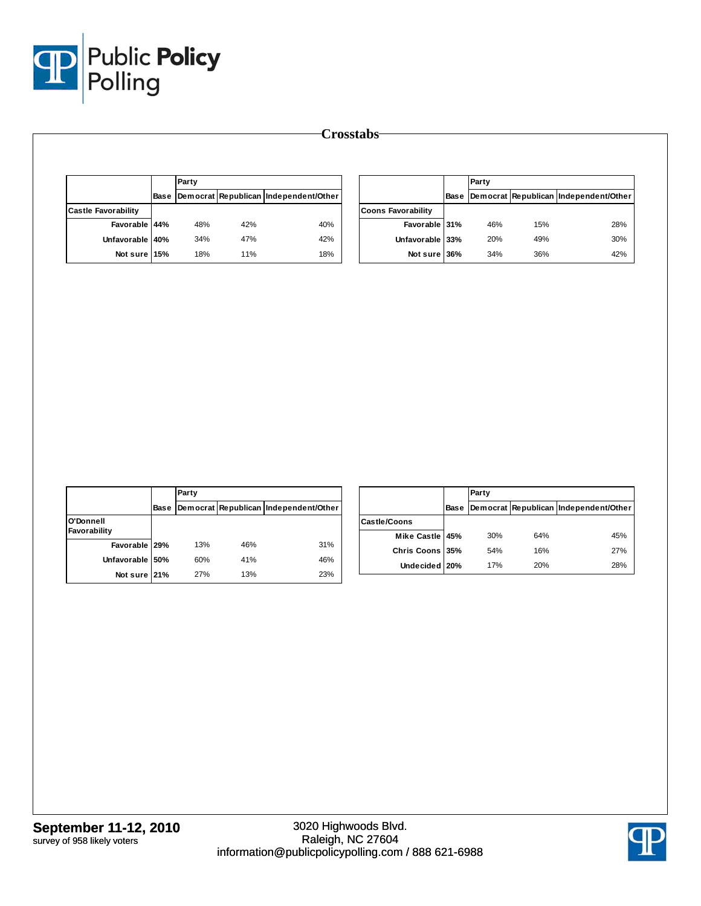Crosstabs

| Castle Favorability | Base | Party: Democrat | Republican | Independent/Other |
|---|---|---|---|---|
| Favorable | **44%** | 48% | 42% | 40% |
| Unfavorable | **40%** | 34% | 47% | 42% |
| Not sure | **15%** | 18% | 11% | 18% |

| Coons Favorability | Base | Party: Democrat | Republican | Independent/Other |
|---|---|---|---|---|
| Favorable | **31%** | 46% | 15% | 28% |
| Unfavorable | **33%** | 20% | 49% | 30% |
| Not sure | **36%** | 34% | 36% | 42% |

| O'Donnell Favorability | Base | Party: Democrat | Republican | Independent/Other |
|---|---|---|---|---|
| Favorable | **29%** | 13% | 46% | 31% |
| Unfavorable | **50%** | 60% | 41% | 46% |
| Not sure | **21%** | 27% | 13% | 23% |

| Castle/Coons | Base | Party: Democrat | Republican | Independent/Other |
|---|---|---|---|---|
| Mike Castle | **45%** | 30% | 64% | 45% |
| Chris Coons | **35%** | 54% | 16% | 27% |
| Undecided | **20%** | 17% | 20% | 28% |

**September 11-12, 2010**
survey of 958 likely voters

3020 Highwoods Blvd.
Raleigh, NC 27604
information@publicpolicypolling.com / 888 621-6988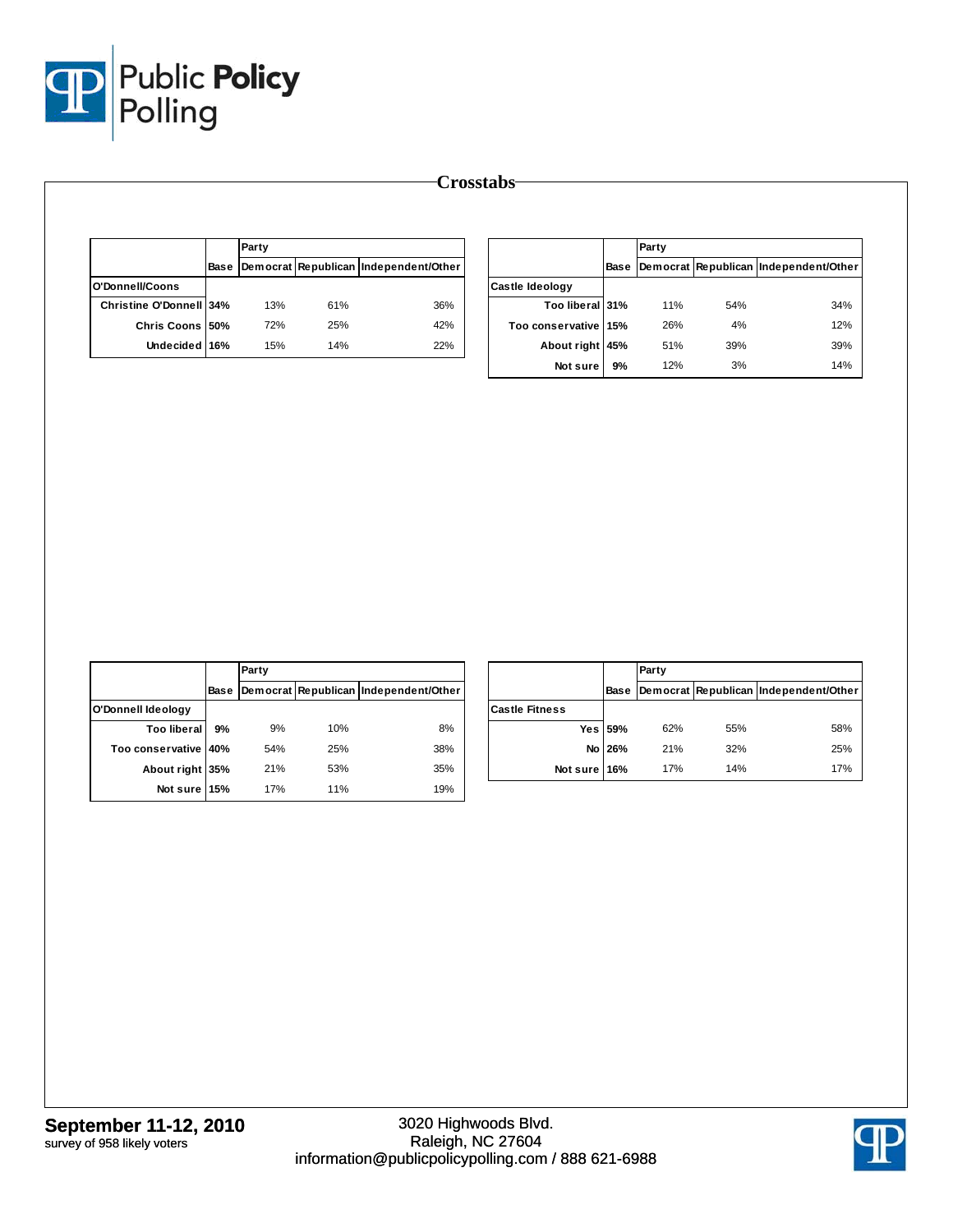# Crosstabs

| | Base | Party | | |
|---|---|---|---|---|
| | | Democrat | Republican | Independent/Other |
| **O'Donnell/Coons** | | | | |
| Christine O'Donnell | 34% | 13% | 61% | 36% |
| Chris Coons | 50% | 72% | 25% | 42% |
| Undecided | 16% | 15% | 14% | 22% |

| | Base | Party | | |
|---|---|---|---|---|
| | | Democrat | Republican | Independent/Other |
| **Castle Ideology** | | | | |
| Too liberal | 31% | 11% | 54% | 34% |
| Too conservative | 15% | 26% | 4% | 12% |
| About right | 45% | 51% | 39% | 39% |
| Not sure | 9% | 12% | 3% | 14% |

| | Base | Party | | |
|---|---|---|---|---|
| | | Democrat | Republican | Independent/Other |
| **O'Donnell Ideology** | | | | |
| Too liberal | 9% | 9% | 10% | 8% |
| Too conservative | 40% | 54% | 25% | 38% |
| About right | 35% | 21% | 53% | 35% |
| Not sure | 15% | 17% | 11% | 19% |

| | Base | Party | | |
|---|---|---|---|---|
| | | Democrat | Republican | Independent/Other |
| **Castle Fitness** | | | | |
| Yes | 59% | 62% | 55% | 58% |
| No | 26% | 21% | 32% | 25% |
| Not sure | 16% | 17% | 14% | 17% |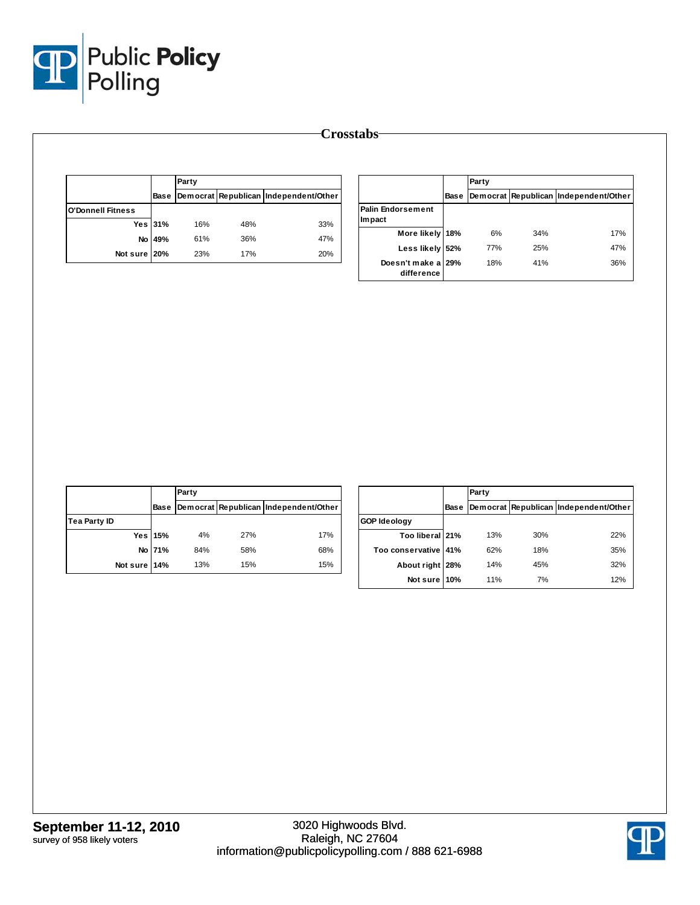# Crosstabs

| | Base | Party | | |
|---|---|---|---|---|
| | | Democrat | Republican | Independent/Other |
| **O'Donnell Fitness** | | | | |
| Yes | 31% | 16% | 48% | 33% |
| No | 49% | 61% | 36% | 47% |
| Not sure | 20% | 23% | 17% | 20% |

| | Base | Party | | |
|---|---|---|---|---|
| | | Democrat | Republican | Independent/Other |
| **Palin Endorsement Impact** | | | | |
| More likely | 18% | 6% | 34% | 17% |
| Less likely | 52% | 77% | 25% | 47% |
| Doesn't make a difference | 29% | 18% | 41% | 36% |

| | Base | Party | | |
|---|---|---|---|---|
| | | Democrat | Republican | Independent/Other |
| **Tea Party ID** | | | | |
| Yes | 15% | 4% | 27% | 17% |
| No | 71% | 84% | 58% | 68% |
| Not sure | 14% | 13% | 15% | 15% |

| | Base | Party | | |
|---|---|---|---|---|
| | | Democrat | Republican | Independent/Other |
| **GOP Ideology** | | | | |
| Too liberal | 21% | 13% | 30% | 22% |
| Too conservative | 41% | 62% | 18% | 35% |
| About right | 28% | 14% | 45% | 32% |
| Not sure | 10% | 11% | 7% | 12% |

**September 11-12, 2010**
survey of 958 likely voters

3020 Highwoods Blvd.
Raleigh, NC 27604
information@publicpolicypolling.com / 888 621-6988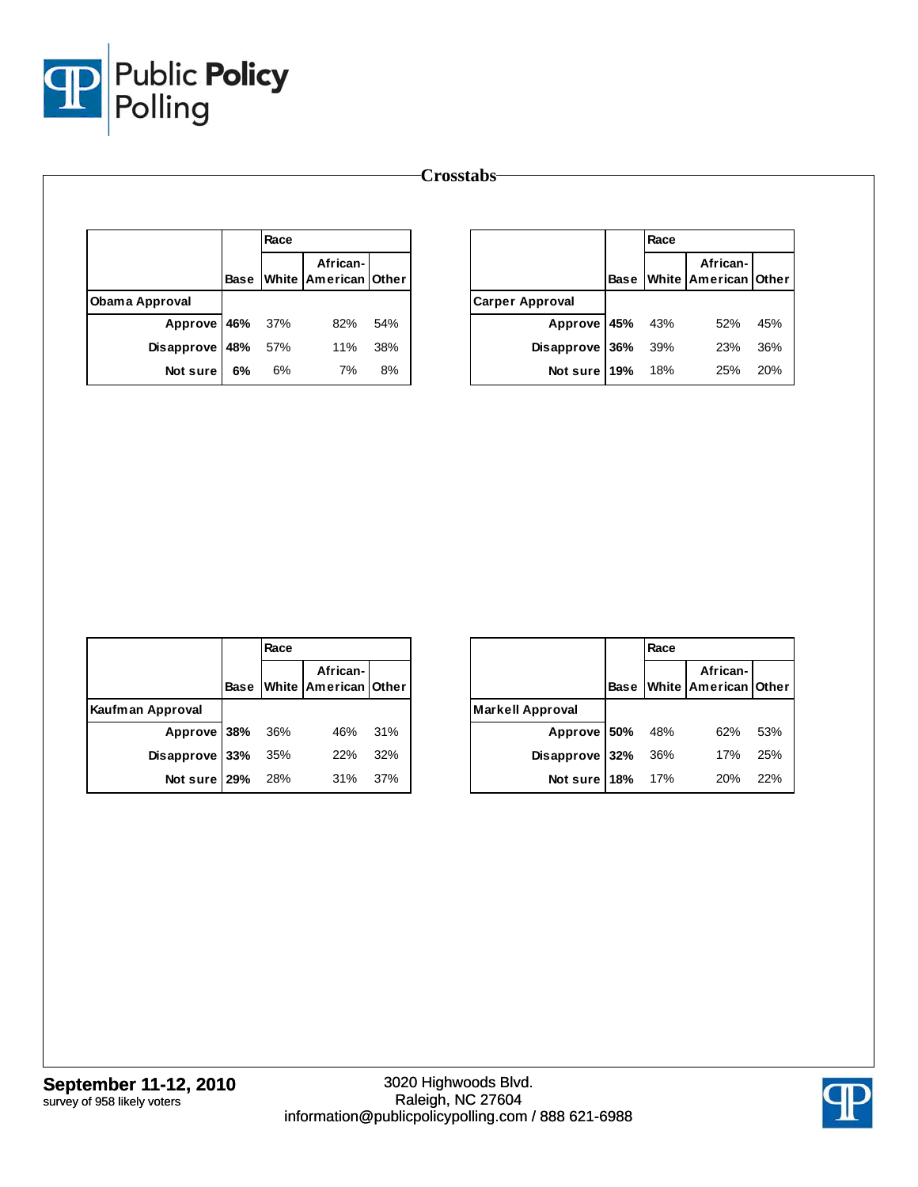## Crosstabs

| | Base | Race | | |
|---|---|---|---|---|
| | | White | African-American | Other |
| **Obama Approval** | | | | |
| Approve | **46%** | 37% | 82% | 54% |
| Disapprove | **48%** | 57% | 11% | 38% |
| Not sure | **6%** | 6% | 7% | 8% |

| | Base | Race | | |
|---|---|---|---|---|
| | | White | African-American | Other |
| **Carper Approval** | | | | |
| Approve | **45%** | 43% | 52% | 45% |
| Disapprove | **36%** | 39% | 23% | 36% |
| Not sure | **19%** | 18% | 25% | 20% |

| | Base | Race | | |
|---|---|---|---|---|
| | | White | African-American | Other |
| **Kaufman Approval** | | | | |
| Approve | **38%** | 36% | 46% | 31% |
| Disapprove | **33%** | 35% | 22% | 32% |
| Not sure | **29%** | 28% | 31% | 37% |

| | Base | Race | | |
|---|---|---|---|---|
| | | White | African-American | Other |
| **Markell Approval** | | | | |
| Approve | **50%** | 48% | 62% | 53% |
| Disapprove | **32%** | 36% | 17% | 25% |
| Not sure | **18%** | 17% | 20% | 22% |

**September 11-12, 2010**
survey of 958 likely voters

3020 Highwoods Blvd.
Raleigh, NC 27604
information@publicpolicypolling.com / 888 621-6988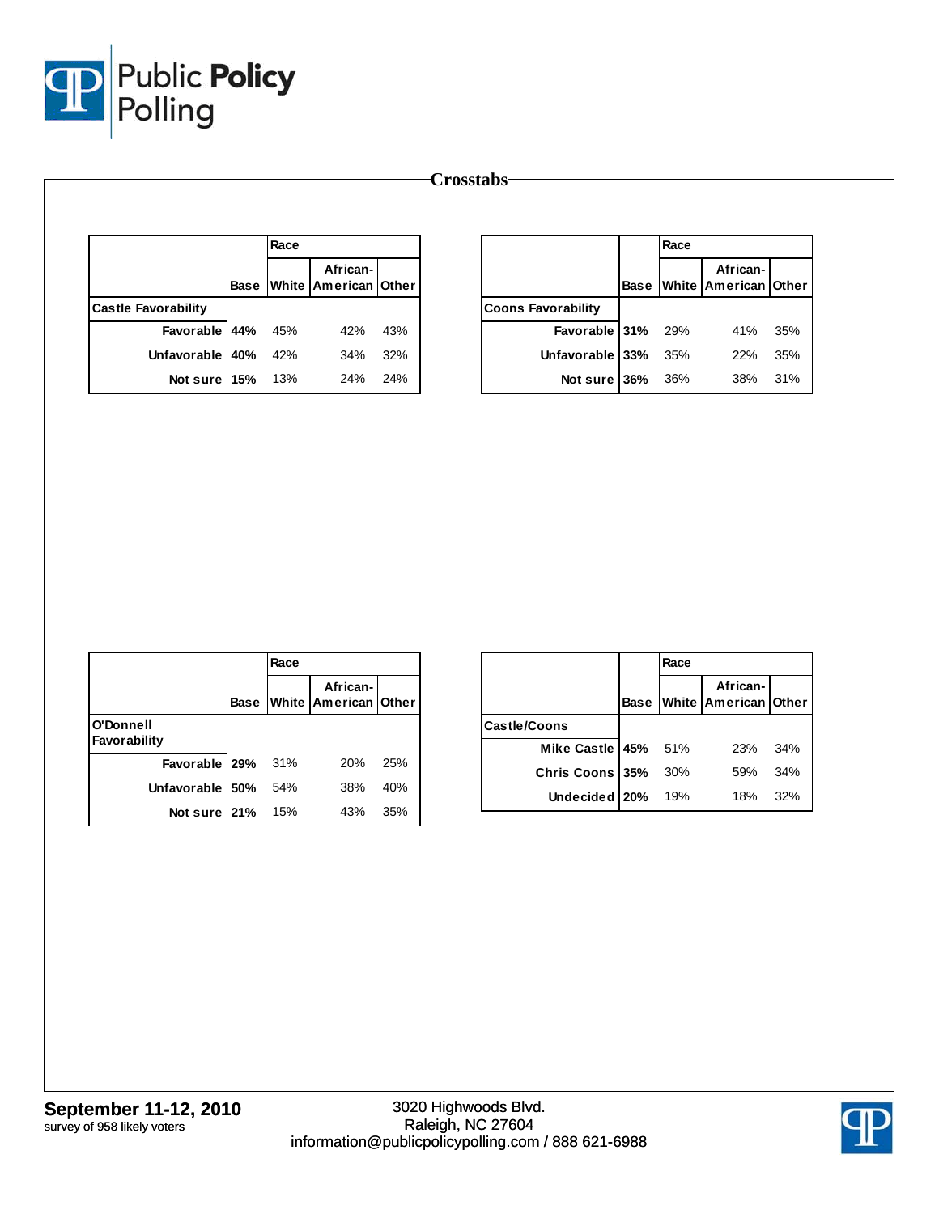# Crosstabs

| | Base | Race | | |
|---|---|---|---|---|
| | | White | African-American | Other |
| **Castle Favorability** | | | | |
| Favorable | 44% | 45% | 42% | 43% |
| Unfavorable | 40% | 42% | 34% | 32% |
| Not sure | 15% | 13% | 24% | 24% |

| | Base | Race | | |
|---|---|---|---|---|
| | | White | African-American | Other |
| **Coons Favorability** | | | | |
| Favorable | 31% | 29% | 41% | 35% |
| Unfavorable | 33% | 35% | 22% | 35% |
| Not sure | 36% | 36% | 38% | 31% |

| | Base | Race | | |
|---|---|---|---|---|
| | | White | African-American | Other |
| **O'Donnell Favorability** | | | | |
| Favorable | 29% | 31% | 20% | 25% |
| Unfavorable | 50% | 54% | 38% | 40% |
| Not sure | 21% | 15% | 43% | 35% |

| | Base | Race | | |
|---|---|---|---|---|
| | | White | African-American | Other |
| **Castle/Coons** | | | | |
| Mike Castle | 45% | 51% | 23% | 34% |
| Chris Coons | 35% | 30% | 59% | 34% |
| Undecided | 20% | 19% | 18% | 32% |

**September 11-12, 2010**
survey of 958 likely voters

3020 Highwoods Blvd.
Raleigh, NC 27604
information@publicpolicypolling.com / 888 621-6988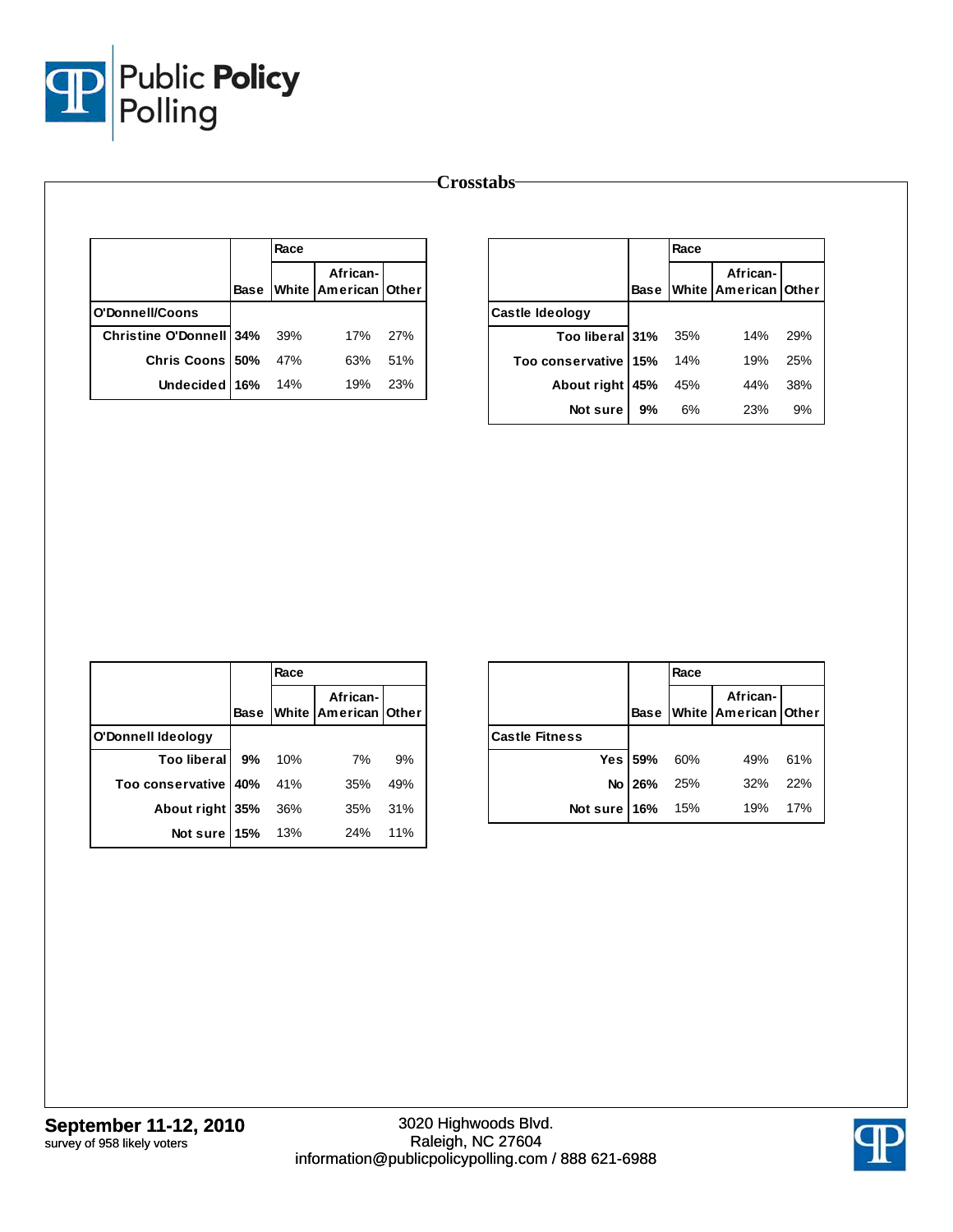# Crosstabs

| | Base | Race | | |
|---|---|---|---|---|
| | | White | African-American | Other |
| **O'Donnell/Coons** | | | | |
| Christine O'Donnell | 34% | 39% | 17% | 27% |
| Chris Coons | 50% | 47% | 63% | 51% |
| Undecided | 16% | 14% | 19% | 23% |

| | Base | Race | | |
|---|---|---|---|---|
| | | White | African-American | Other |
| **Castle Ideology** | | | | |
| Too liberal | 31% | 35% | 14% | 29% |
| Too conservative | 15% | 14% | 19% | 25% |
| About right | 45% | 45% | 44% | 38% |
| Not sure | 9% | 6% | 23% | 9% |

| | Base | Race | | |
|---|---|---|---|---|
| | | White | African-American | Other |
| **O'Donnell Ideology** | | | | |
| Too liberal | 9% | 10% | 7% | 9% |
| Too conservative | 40% | 41% | 35% | 49% |
| About right | 35% | 36% | 35% | 31% |
| Not sure | 15% | 13% | 24% | 11% |

| | Base | Race | | |
|---|---|---|---|---|
| | | White | African-American | Other |
| **Castle Fitness** | | | | |
| Yes | 59% | 60% | 49% | 61% |
| No | 26% | 25% | 32% | 22% |
| Not sure | 16% | 15% | 19% | 17% |

**September 11-12, 2010**
survey of 958 likely voters

3020 Highwoods Blvd.
Raleigh, NC 27604
information@publicpolicypolling.com / 888 621-6988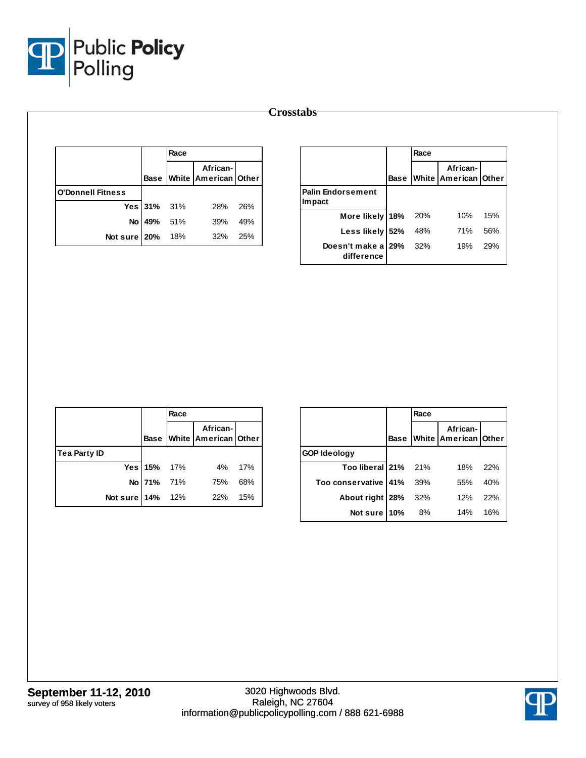# Crosstabs

| | Base | Race | | |
|---|---|---|---|---|
| | | White | African-American | Other |
| **O'Donnell Fitness** | | | | |
| Yes | 31% | 31% | 28% | 26% |
| No | 49% | 51% | 39% | 49% |
| Not sure | 20% | 18% | 32% | 25% |

| | Base | Race | | |
|---|---|---|---|---|
| | | White | African-American | Other |
| **Palin Endorsement Impact** | | | | |
| More likely | 18% | 20% | 10% | 15% |
| Less likely | 52% | 48% | 71% | 56% |
| Doesn't make a difference | 29% | 32% | 19% | 29% |

| | Base | Race | | |
|---|---|---|---|---|
| | | White | African-American | Other |
| **Tea Party ID** | | | | |
| Yes | 15% | 17% | 4% | 17% |
| No | 71% | 71% | 75% | 68% |
| Not sure | 14% | 12% | 22% | 15% |

| | Base | Race | | |
|---|---|---|---|---|
| | | White | African-American | Other |
| **GOP Ideology** | | | | |
| Too liberal | 21% | 21% | 18% | 22% |
| Too conservative | 41% | 39% | 55% | 40% |
| About right | 28% | 32% | 12% | 22% |
| Not sure | 10% | 8% | 14% | 16% |

**September 11-12, 2010**
survey of 958 likely voters

3020 Highwoods Blvd.
Raleigh, NC 27604
information@publicpolicypolling.com / 888 621-6988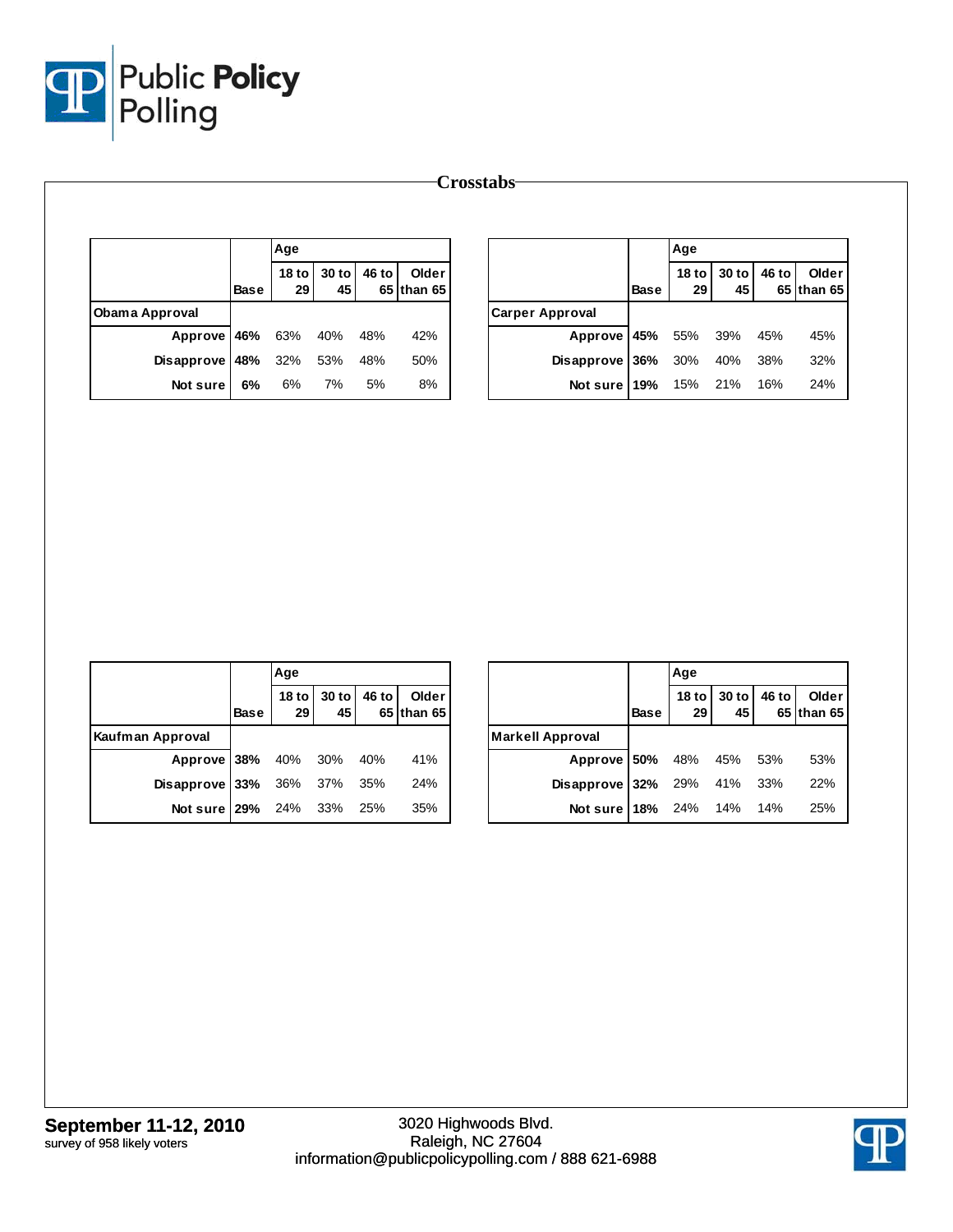# Crosstabs

| | Base | Age | | | |
|---|---|---|---|---|---|
| | | 18 to 29 | 30 to 45 | 46 to 65 | Older than 65 |
| **Obama Approval** | | | | | |
| Approve | **46%** | 63% | 40% | 48% | 42% |
| Disapprove | **48%** | 32% | 53% | 48% | 50% |
| Not sure | **6%** | 6% | 7% | 5% | 8% |

| | Base | Age | | | |
|---|---|---|---|---|---|
| | | 18 to 29 | 30 to 45 | 46 to 65 | Older than 65 |
| **Carper Approval** | | | | | |
| Approve | **45%** | 55% | 39% | 45% | 45% |
| Disapprove | **36%** | 30% | 40% | 38% | 32% |
| Not sure | **19%** | 15% | 21% | 16% | 24% |

| | Base | Age | | | |
|---|---|---|---|---|---|
| | | 18 to 29 | 30 to 45 | 46 to 65 | Older than 65 |
| **Kaufman Approval** | | | | | |
| Approve | **38%** | 40% | 30% | 40% | 41% |
| Disapprove | **33%** | 36% | 37% | 35% | 24% |
| Not sure | **29%** | 24% | 33% | 25% | 35% |

| | Base | Age | | | |
|---|---|---|---|---|---|
| | | 18 to 29 | 30 to 45 | 46 to 65 | Older than 65 |
| **Markell Approval** | | | | | |
| Approve | **50%** | 48% | 45% | 53% | 53% |
| Disapprove | **32%** | 29% | 41% | 33% | 22% |
| Not sure | **18%** | 24% | 14% | 14% | 25% |

**September 11-12, 2010**
survey of 958 likely voters

3020 Highwoods Blvd.
Raleigh, NC 27604
information@publicpolicypolling.com / 888 621-6988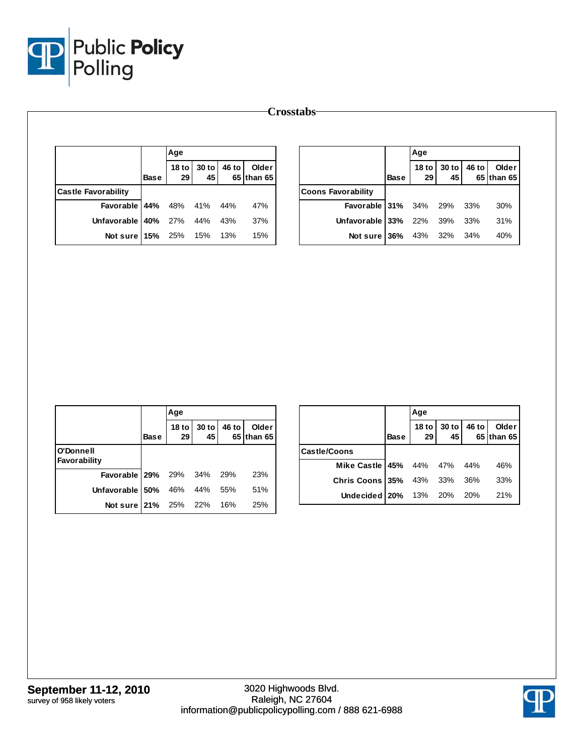## Crosstabs

| | Base | Age 18 to 29 | Age 30 to 45 | Age 46 to 65 | Age Older than 65 |
|---|---|---|---|---|---|
| **Castle Favorability** | | | | | |
| Favorable | **44%** | 48% | 41% | 44% | 47% |
| Unfavorable | **40%** | 27% | 44% | 43% | 37% |
| Not sure | **15%** | 25% | 15% | 13% | 15% |

| | Base | Age 18 to 29 | Age 30 to 45 | Age 46 to 65 | Age Older than 65 |
|---|---|---|---|---|---|
| **Coons Favorability** | | | | | |
| Favorable | **31%** | 34% | 29% | 33% | 30% |
| Unfavorable | **33%** | 22% | 39% | 33% | 31% |
| Not sure | **36%** | 43% | 32% | 34% | 40% |

| | Base | Age 18 to 29 | Age 30 to 45 | Age 46 to 65 | Age Older than 65 |
|---|---|---|---|---|---|
| **O'Donnell Favorability** | | | | | |
| Favorable | **29%** | 29% | 34% | 29% | 23% |
| Unfavorable | **50%** | 46% | 44% | 55% | 51% |
| Not sure | **21%** | 25% | 22% | 16% | 25% |

| | Base | Age 18 to 29 | Age 30 to 45 | Age 46 to 65 | Age Older than 65 |
|---|---|---|---|---|---|
| **Castle/Coons** | | | | | |
| Mike Castle | **45%** | 44% | 47% | 44% | 46% |
| Chris Coons | **35%** | 43% | 33% | 36% | 33% |
| Undecided | **20%** | 13% | 20% | 20% | 21% |

**September 11-12, 2010**
survey of 958 likely voters

3020 Highwoods Blvd.
Raleigh, NC 27604
information@publicpolicypolling.com / 888 621-6988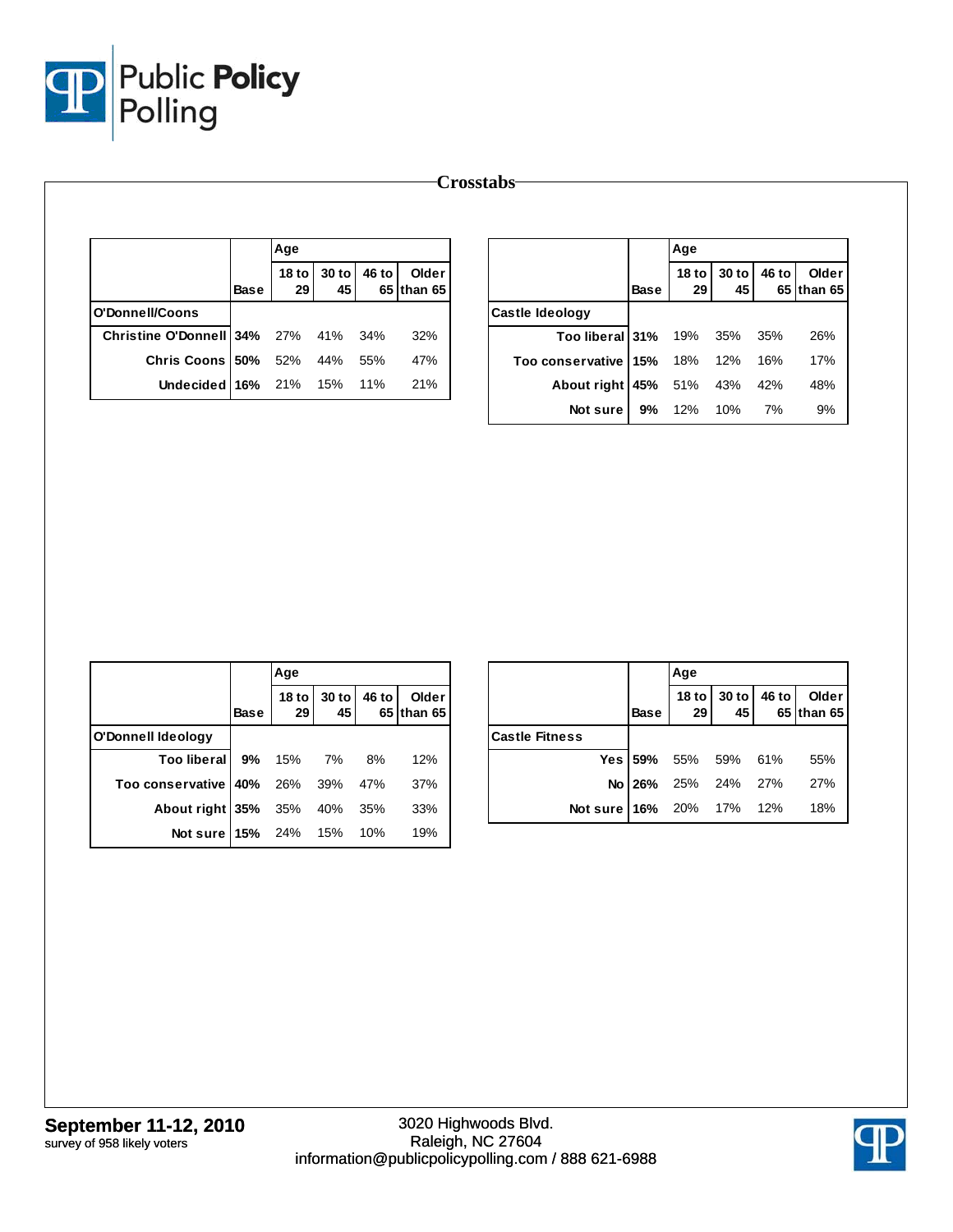## Crosstabs

| | Base | Age | | | |
|---|---|---|---|---|---|
| | | 18 to 29 | 30 to 45 | 46 to 65 | Older than 65 |
| **O'Donnell/Coons** | | | | | |
| Christine O'Donnell | 34% | 27% | 41% | 34% | 32% |
| Chris Coons | 50% | 52% | 44% | 55% | 47% |
| Undecided | 16% | 21% | 15% | 11% | 21% |

| | Base | Age | | | |
|---|---|---|---|---|---|
| | | 18 to 29 | 30 to 45 | 46 to 65 | Older than 65 |
| **Castle Ideology** | | | | | |
| Too liberal | 31% | 19% | 35% | 35% | 26% |
| Too conservative | 15% | 18% | 12% | 16% | 17% |
| About right | 45% | 51% | 43% | 42% | 48% |
| Not sure | 9% | 12% | 10% | 7% | 9% |

| | Base | Age | | | |
|---|---|---|---|---|---|
| | | 18 to 29 | 30 to 45 | 46 to 65 | Older than 65 |
| **O'Donnell Ideology** | | | | | |
| Too liberal | 9% | 15% | 7% | 8% | 12% |
| Too conservative | 40% | 26% | 39% | 47% | 37% |
| About right | 35% | 35% | 40% | 35% | 33% |
| Not sure | 15% | 24% | 15% | 10% | 19% |

| | Base | Age | | | |
|---|---|---|---|---|---|
| | | 18 to 29 | 30 to 45 | 46 to 65 | Older than 65 |
| **Castle Fitness** | | | | | |
| Yes | 59% | 55% | 59% | 61% | 55% |
| No | 26% | 25% | 24% | 27% | 27% |
| Not sure | 16% | 20% | 17% | 12% | 18% |

**September 11-12, 2010**
survey of 958 likely voters

3020 Highwoods Blvd.
Raleigh, NC 27604
information@publicpolicypolling.com / 888 621-6988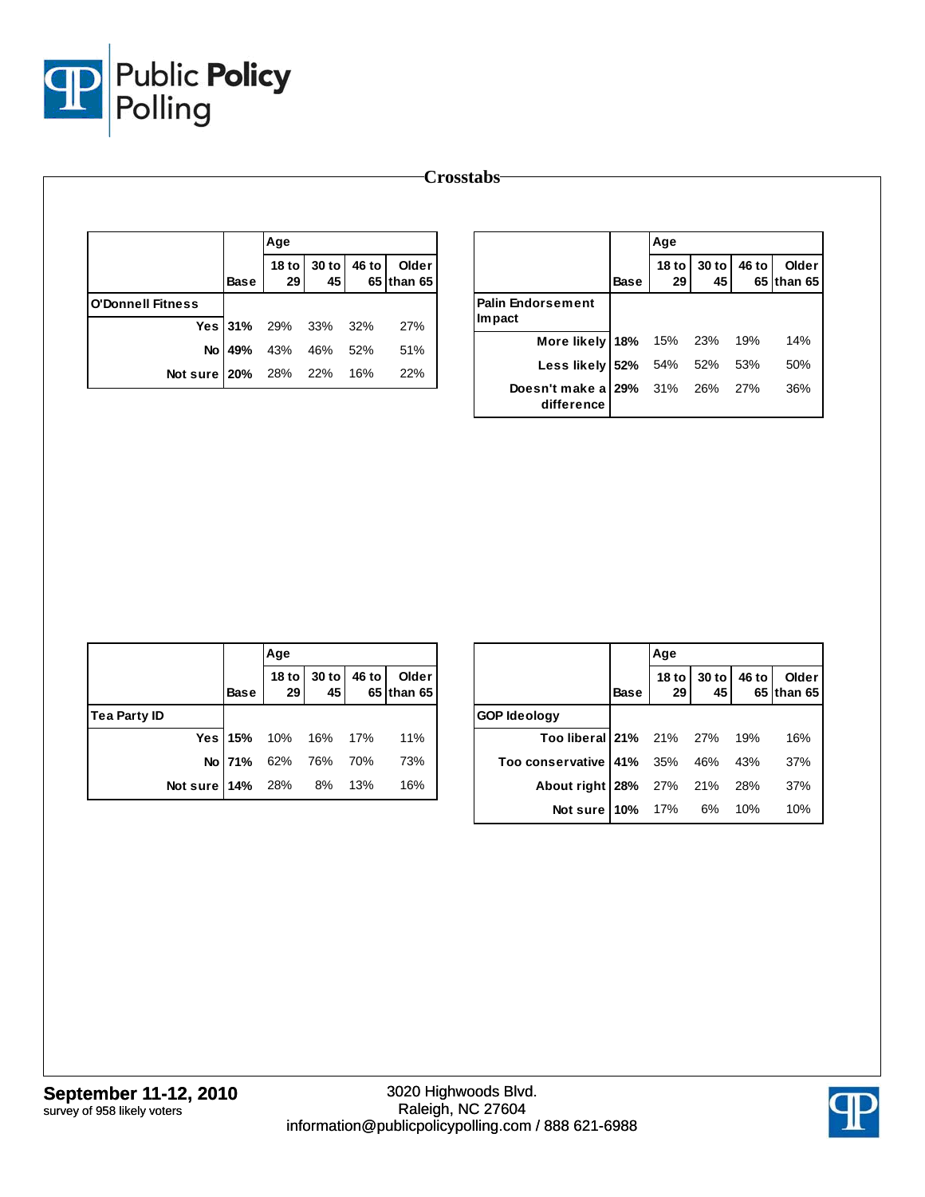# Crosstabs

| | Base | Age | | | |
|---|---|---|---|---|---|
| | | 18 to 29 | 30 to 45 | 46 to 65 | Older than 65 |
| **O'Donnell Fitness** | | | | | |
| Yes | **31%** | 29% | 33% | 32% | 27% |
| No | **49%** | 43% | 46% | 52% | 51% |
| Not sure | **20%** | 28% | 22% | 16% | 22% |

| | Base | Age | | | |
|---|---|---|---|---|---|
| | | 18 to 29 | 30 to 45 | 46 to 65 | Older than 65 |
| **Palin Endorsement Impact** | | | | | |
| More likely | **18%** | 15% | 23% | 19% | 14% |
| Less likely | **52%** | 54% | 52% | 53% | 50% |
| Doesn't make a difference | **29%** | 31% | 26% | 27% | 36% |

| | Base | Age | | | |
|---|---|---|---|---|---|
| | | 18 to 29 | 30 to 45 | 46 to 65 | Older than 65 |
| **Tea Party ID** | | | | | |
| Yes | **15%** | 10% | 16% | 17% | 11% |
| No | **71%** | 62% | 76% | 70% | 73% |
| Not sure | **14%** | 28% | 8% | 13% | 16% |

| | Base | Age | | | |
|---|---|---|---|---|---|
| | | 18 to 29 | 30 to 45 | 46 to 65 | Older than 65 |
| **GOP Ideology** | | | | | |
| Too liberal | **21%** | 21% | 27% | 19% | 16% |
| Too conservative | **41%** | 35% | 46% | 43% | 37% |
| About right | **28%** | 27% | 21% | 28% | 37% |
| Not sure | **10%** | 17% | 6% | 10% | 10% |

**September 11-12, 2010**
survey of 958 likely voters

3020 Highwoods Blvd.
Raleigh, NC 27604
information@publicpolicypolling.com / 888 621-6988